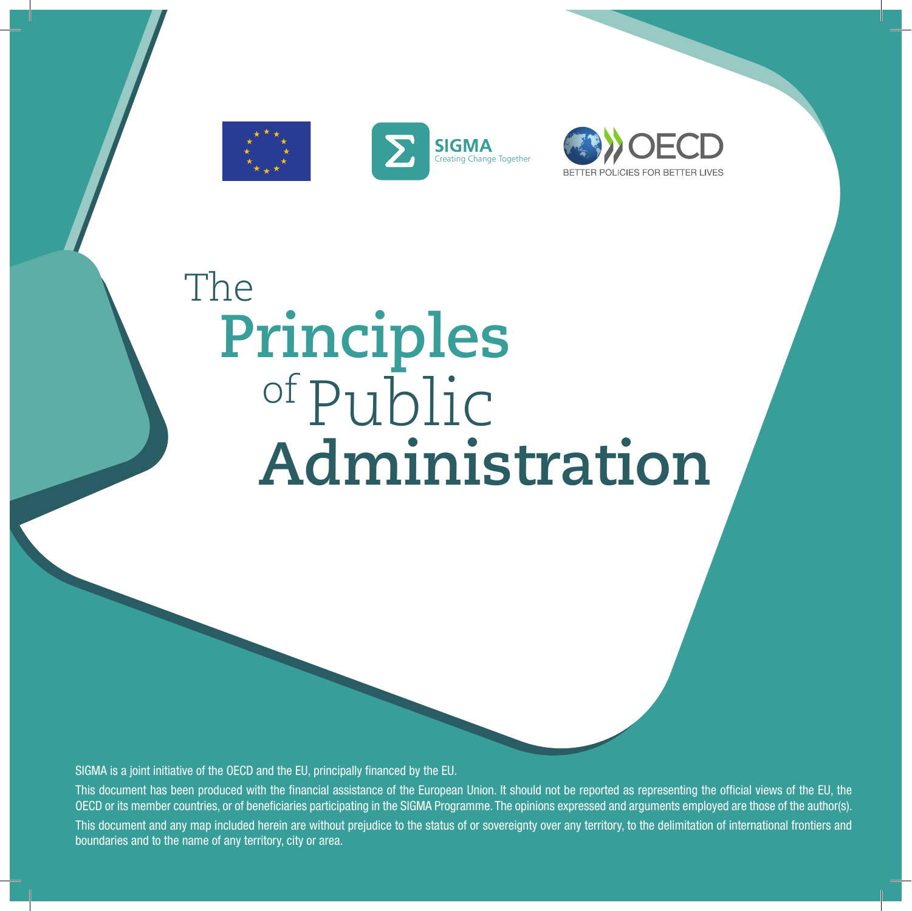SIGMA
Creating Change Together

OECD
BETTER POLICIES FOR BETTER LIVES

# The Principles of Public Administration

SIGMA is a joint initiative of the OECD and the EU, principally financed by the EU.

This document has been produced with the financial assistance of the European Union. It should not be reported as representing the official views of the EU, the OECD or its member countries, or of beneficiaries participating in the SIGMA Programme. The opinions expressed and arguments employed are those of the author(s).

This document and any map included herein are without prejudice to the status of or sovereignty over any territory, to the delimitation of international frontiers and boundaries and to the name of any territory, city or area.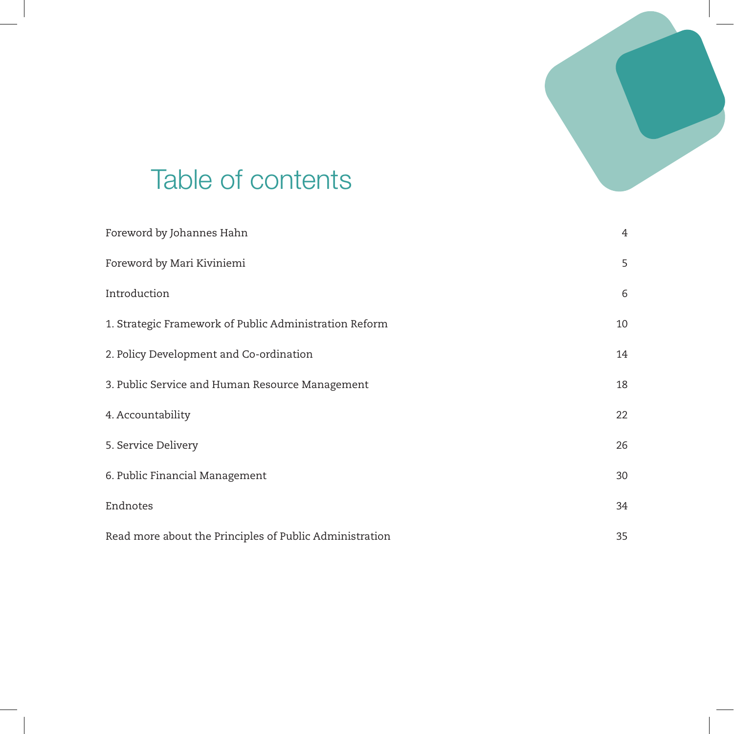# Table of contents

| | |
|---|---|
| Foreword by Johannes Hahn | 4 |
| Foreword by Mari Kiviniemi | 5 |
| Introduction | 6 |
| 1. Strategic Framework of Public Administration Reform | 10 |
| 2. Policy Development and Co-ordination | 14 |
| 3. Public Service and Human Resource Management | 18 |
| 4. Accountability | 22 |
| 5. Service Delivery | 26 |
| 6. Public Financial Management | 30 |
| Endnotes | 34 |
| Read more about the Principles of Public Administration | 35 |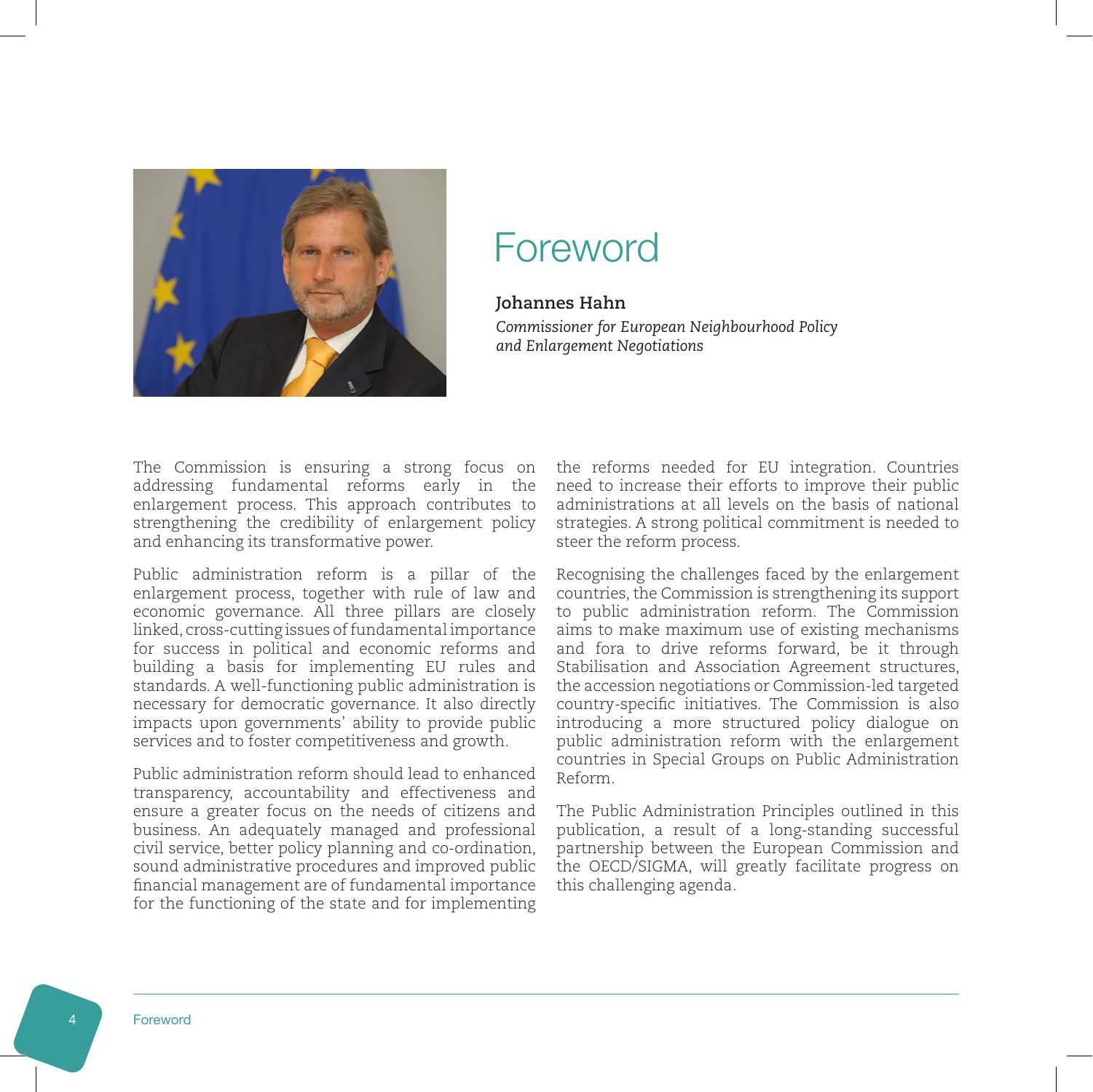# Foreword

**Johannes Hahn**

*Commissioner for European Neighbourhood Policy and Enlargement Negotiations*

The Commission is ensuring a strong focus on addressing fundamental reforms early in the enlargement process. This approach contributes to strengthening the credibility of enlargement policy and enhancing its transformative power.

Public administration reform is a pillar of the enlargement process, together with rule of law and economic governance. All three pillars are closely linked, cross-cutting issues of fundamental importance for success in political and economic reforms and building a basis for implementing EU rules and standards. A well-functioning public administration is necessary for democratic governance. It also directly impacts upon governments' ability to provide public services and to foster competitiveness and growth.

Public administration reform should lead to enhanced transparency, accountability and effectiveness and ensure a greater focus on the needs of citizens and business. An adequately managed and professional civil service, better policy planning and co-ordination, sound administrative procedures and improved public financial management are of fundamental importance for the functioning of the state and for implementing the reforms needed for EU integration. Countries need to increase their efforts to improve their public administrations at all levels on the basis of national strategies. A strong political commitment is needed to steer the reform process.

Recognising the challenges faced by the enlargement countries, the Commission is strengthening its support to public administration reform. The Commission aims to make maximum use of existing mechanisms and fora to drive reforms forward, be it through Stabilisation and Association Agreement structures, the accession negotiations or Commission-led targeted country-specific initiatives. The Commission is also introducing a more structured policy dialogue on public administration reform with the enlargement countries in Special Groups on Public Administration Reform.

The Public Administration Principles outlined in this publication, a result of a long-standing successful partnership between the European Commission and the OECD/SIGMA, will greatly facilitate progress on this challenging agenda.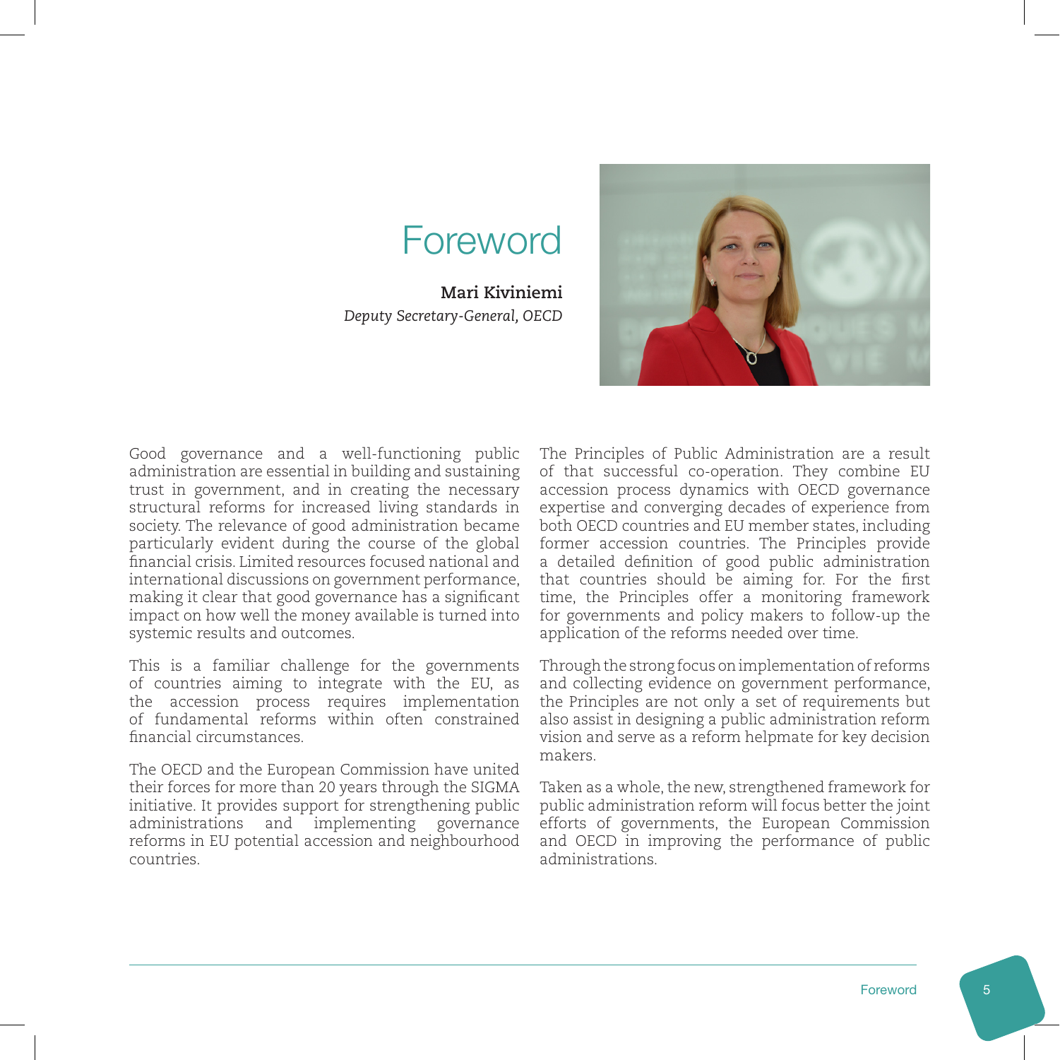# Foreword

**Mari Kiviniemi**
*Deputy Secretary-General, OECD*

Good governance and a well-functioning public administration are essential in building and sustaining trust in government, and in creating the necessary structural reforms for increased living standards in society. The relevance of good administration became particularly evident during the course of the global financial crisis. Limited resources focused national and international discussions on government performance, making it clear that good governance has a significant impact on how well the money available is turned into systemic results and outcomes.

This is a familiar challenge for the governments of countries aiming to integrate with the EU, as the accession process requires implementation of fundamental reforms within often constrained financial circumstances.

The OECD and the European Commission have united their forces for more than 20 years through the SIGMA initiative. It provides support for strengthening public administrations and implementing governance reforms in EU potential accession and neighbourhood countries.

The Principles of Public Administration are a result of that successful co-operation. They combine EU accession process dynamics with OECD governance expertise and converging decades of experience from both OECD countries and EU member states, including former accession countries. The Principles provide a detailed definition of good public administration that countries should be aiming for. For the first time, the Principles offer a monitoring framework for governments and policy makers to follow-up the application of the reforms needed over time.

Through the strong focus on implementation of reforms and collecting evidence on government performance, the Principles are not only a set of requirements but also assist in designing a public administration reform vision and serve as a reform helpmate for key decision makers.

Taken as a whole, the new, strengthened framework for public administration reform will focus better the joint efforts of governments, the European Commission and OECD in improving the performance of public administrations.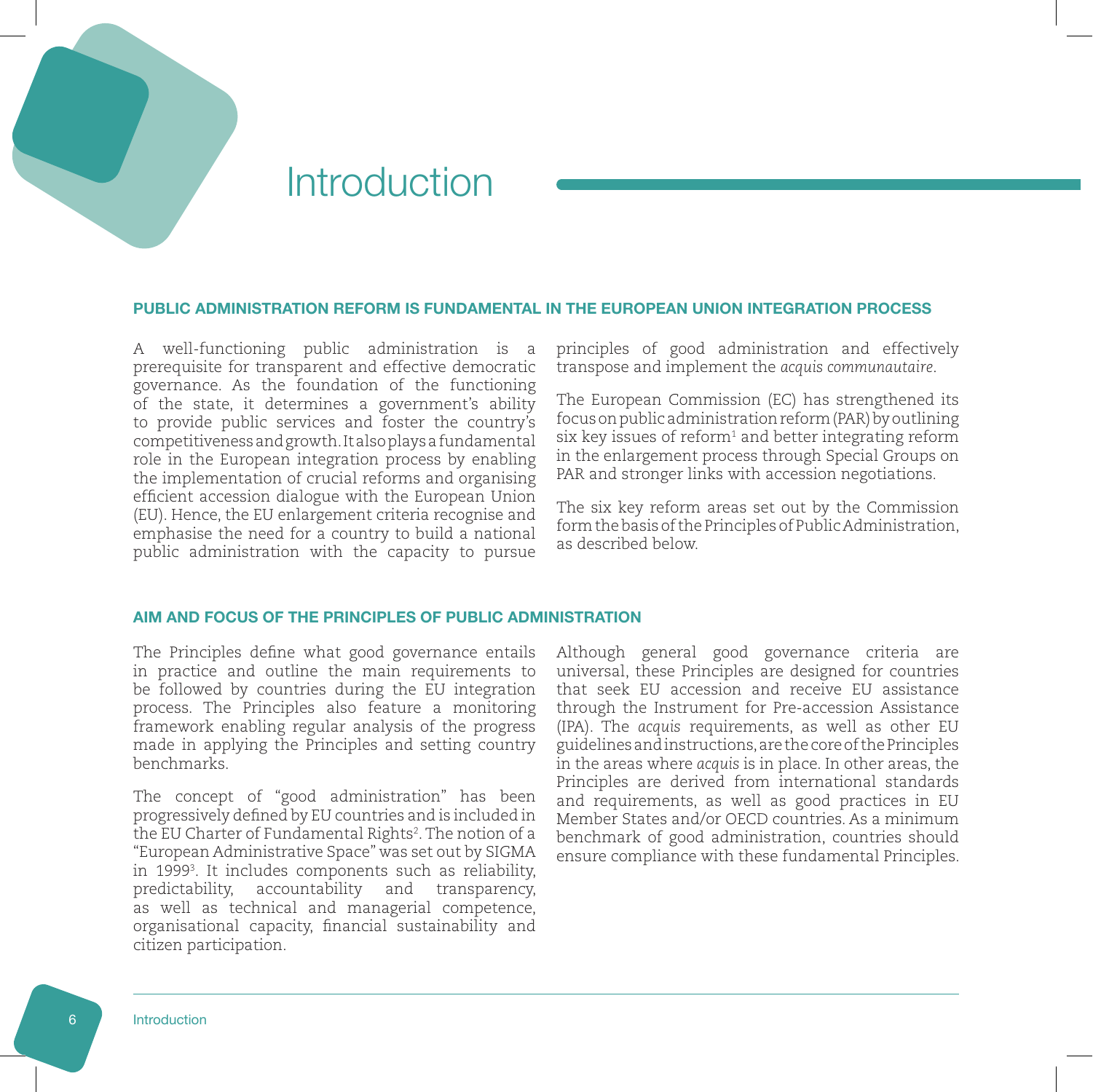# Introduction

## PUBLIC ADMINISTRATION REFORM IS FUNDAMENTAL IN THE EUROPEAN UNION INTEGRATION PROCESS

A well-functioning public administration is a prerequisite for transparent and effective democratic governance. As the foundation of the functioning of the state, it determines a government's ability to provide public services and foster the country's competitiveness and growth. It also plays a fundamental role in the European integration process by enabling the implementation of crucial reforms and organising efficient accession dialogue with the European Union (EU). Hence, the EU enlargement criteria recognise and emphasise the need for a country to build a national public administration with the capacity to pursue principles of good administration and effectively transpose and implement the *acquis communautaire*.

The European Commission (EC) has strengthened its focus on public administration reform (PAR) by outlining six key issues of reform[1] and better integrating reform in the enlargement process through Special Groups on PAR and stronger links with accession negotiations.

The six key reform areas set out by the Commission form the basis of the Principles of Public Administration, as described below.

## AIM AND FOCUS OF THE PRINCIPLES OF PUBLIC ADMINISTRATION

The Principles define what good governance entails in practice and outline the main requirements to be followed by countries during the EU integration process. The Principles also feature a monitoring framework enabling regular analysis of the progress made in applying the Principles and setting country benchmarks.

The concept of "good administration" has been progressively defined by EU countries and is included in the EU Charter of Fundamental Rights[2]. The notion of a "European Administrative Space" was set out by SIGMA in 1999[3]. It includes components such as reliability, predictability, accountability and transparency, as well as technical and managerial competence, organisational capacity, financial sustainability and citizen participation.

Although general good governance criteria are universal, these Principles are designed for countries that seek EU accession and receive EU assistance through the Instrument for Pre-accession Assistance (IPA). The *acquis* requirements, as well as other EU guidelines and instructions, are the core of the Principles in the areas where *acquis* is in place. In other areas, the Principles are derived from international standards and requirements, as well as good practices in EU Member States and/or OECD countries. As a minimum benchmark of good administration, countries should ensure compliance with these fundamental Principles.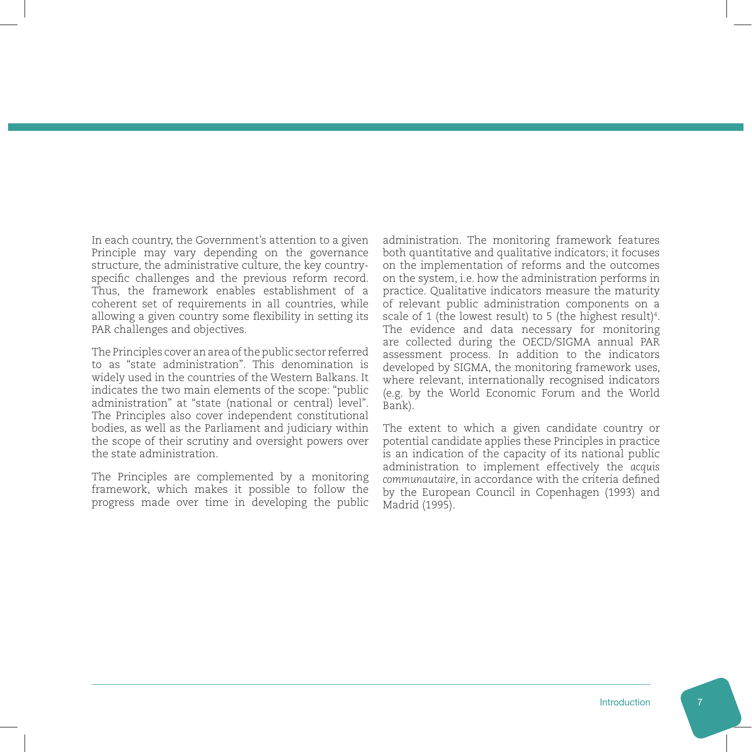In each country, the Government's attention to a given Principle may vary depending on the governance structure, the administrative culture, the key country-specific challenges and the previous reform record. Thus, the framework enables establishment of a coherent set of requirements in all countries, while allowing a given country some flexibility in setting its PAR challenges and objectives.

The Principles cover an area of the public sector referred to as "state administration". This denomination is widely used in the countries of the Western Balkans. It indicates the two main elements of the scope: "public administration" at "state (national or central) level". The Principles also cover independent constitutional bodies, as well as the Parliament and judiciary within the scope of their scrutiny and oversight powers over the state administration.

The Principles are complemented by a monitoring framework, which makes it possible to follow the progress made over time in developing the public administration. The monitoring framework features both quantitative and qualitative indicators; it focuses on the implementation of reforms and the outcomes on the system, i.e. how the administration performs in practice. Qualitative indicators measure the maturity of relevant public administration components on a scale of 1 (the lowest result) to 5 (the highest result)[4]. The evidence and data necessary for monitoring are collected during the OECD/SIGMA annual PAR assessment process. In addition to the indicators developed by SIGMA, the monitoring framework uses, where relevant, internationally recognised indicators (e.g. by the World Economic Forum and the World Bank).

The extent to which a given candidate country or potential candidate applies these Principles in practice is an indication of the capacity of its national public administration to implement effectively the *acquis communautaire*, in accordance with the criteria defined by the European Council in Copenhagen (1993) and Madrid (1995).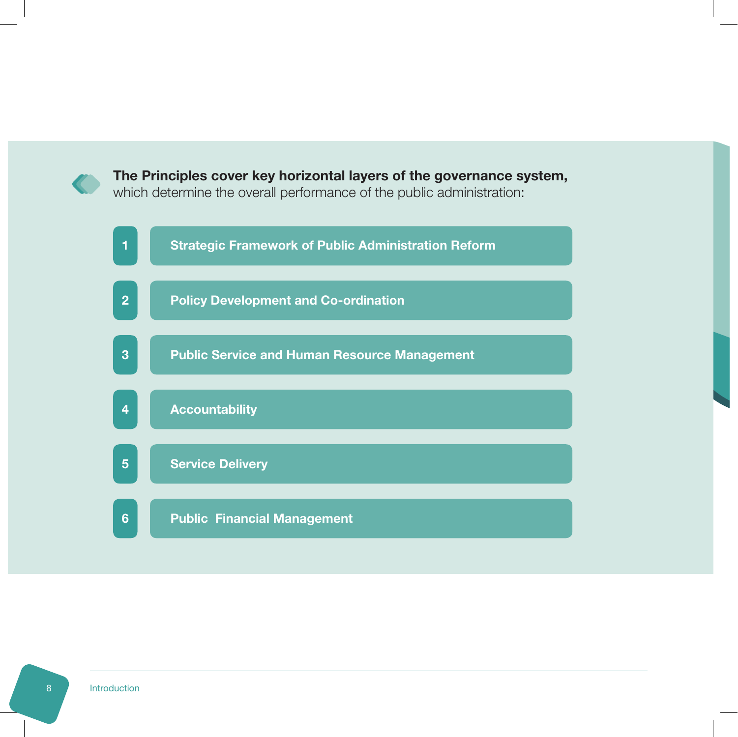**The Principles cover key horizontal layers of the governance system,** which determine the overall performance of the public administration:

1. **Strategic Framework of Public Administration Reform**
2. **Policy Development and Co-ordination**
3. **Public Service and Human Resource Management**
4. **Accountability**
5. **Service Delivery**
6. **Public Financial Management**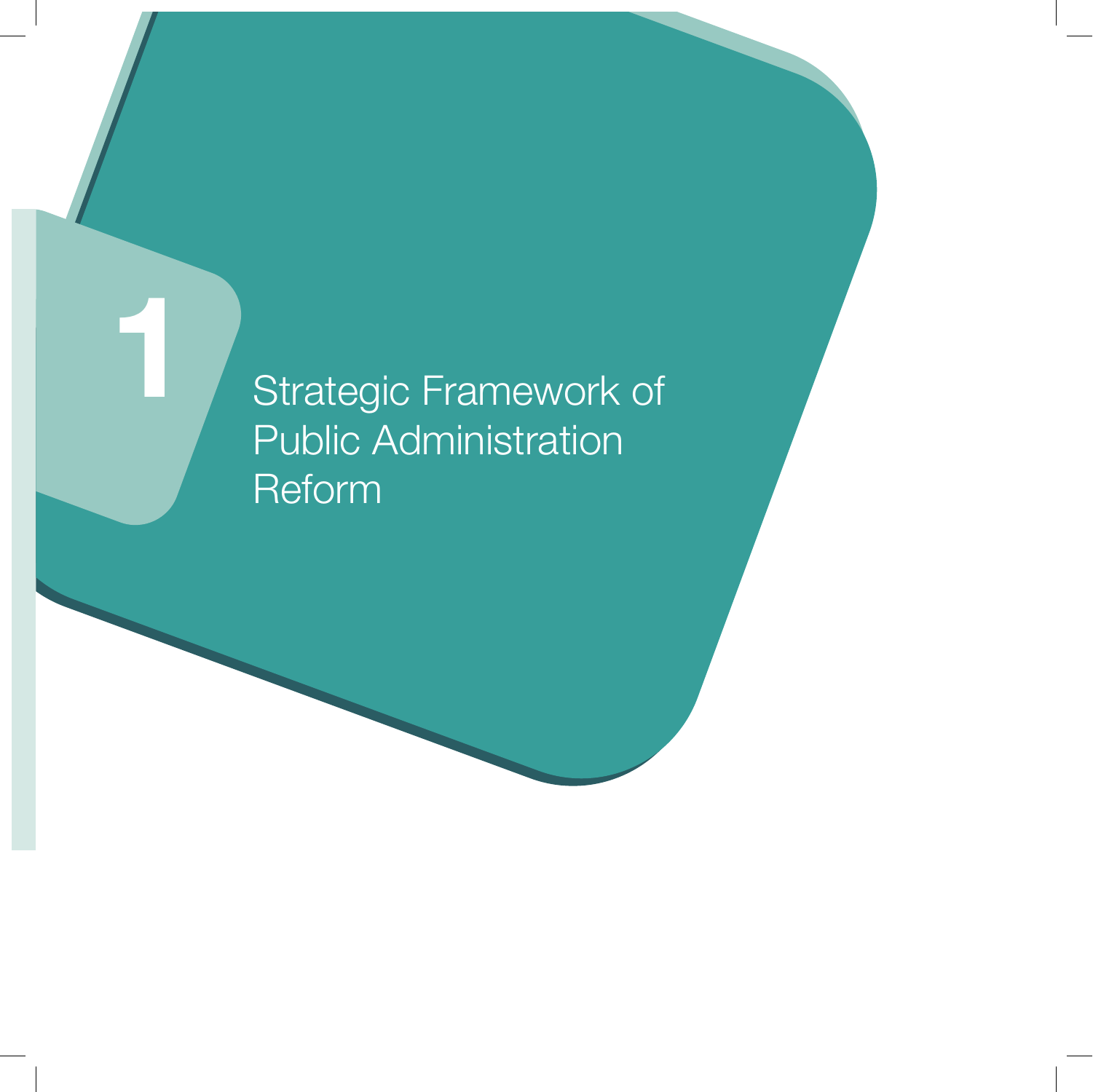# 1 Strategic Framework of Public Administration Reform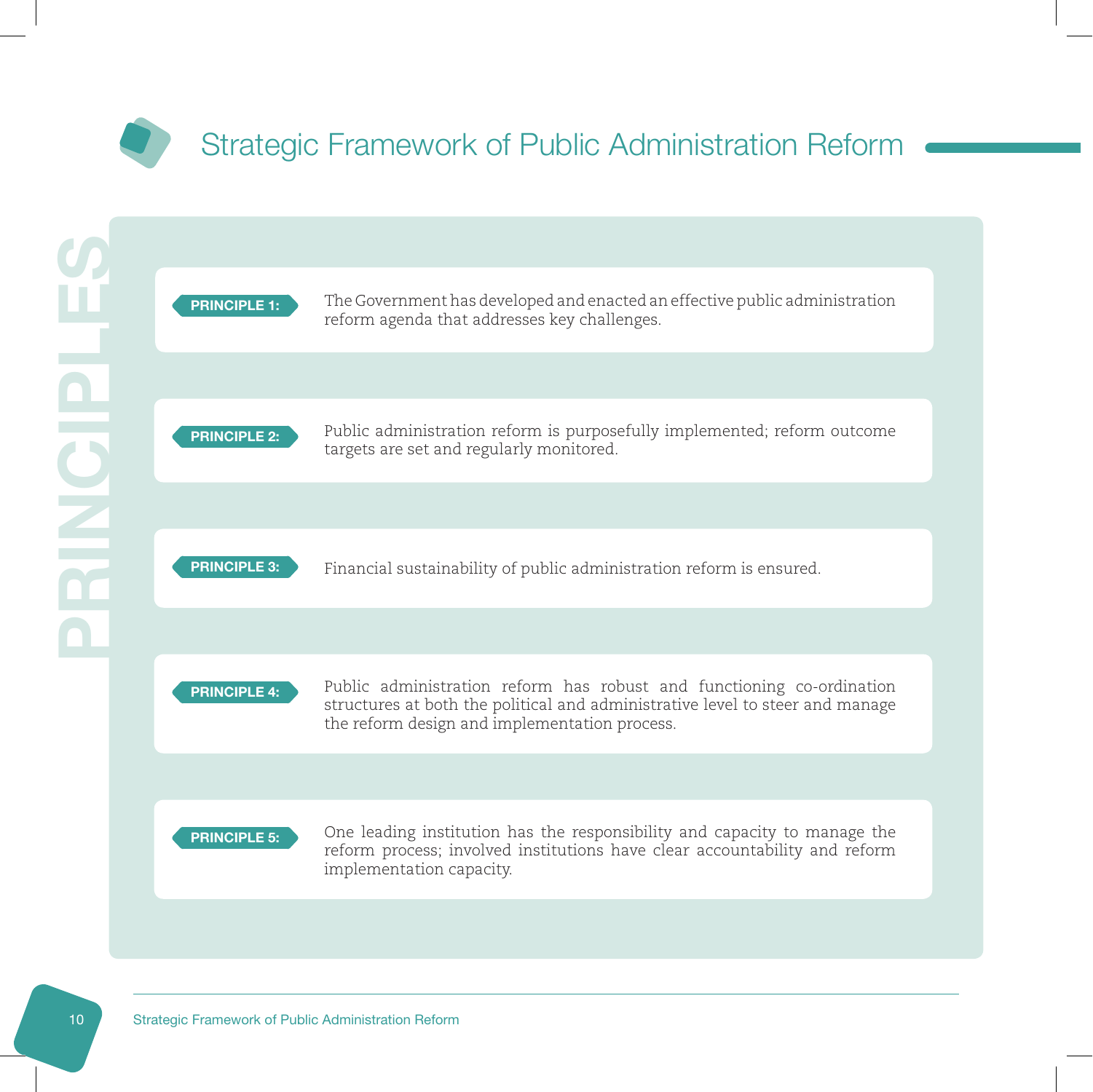# Strategic Framework of Public Administration Reform

## PRINCIPLES

**PRINCIPLE 1:** The Government has developed and enacted an effective public administration reform agenda that addresses key challenges.

**PRINCIPLE 2:** Public administration reform is purposefully implemented; reform outcome targets are set and regularly monitored.

**PRINCIPLE 3:** Financial sustainability of public administration reform is ensured.

**PRINCIPLE 4:** Public administration reform has robust and functioning co-ordination structures at both the political and administrative level to steer and manage the reform design and implementation process.

**PRINCIPLE 5:** One leading institution has the responsibility and capacity to manage the reform process; involved institutions have clear accountability and reform implementation capacity.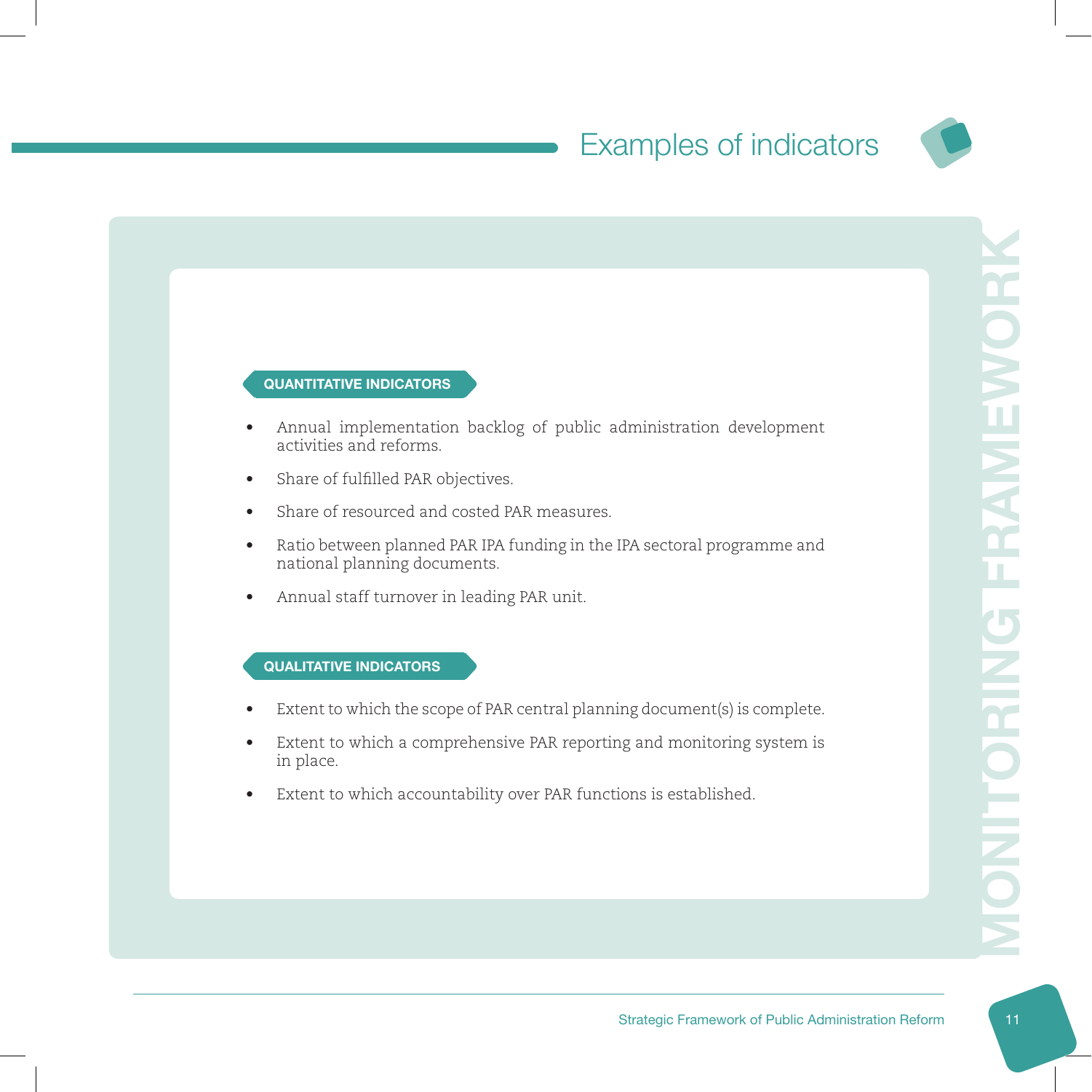# Examples of indicators

**QUANTITATIVE INDICATORS**

- Annual implementation backlog of public administration development activities and reforms.
- Share of fulfilled PAR objectives.
- Share of resourced and costed PAR measures.
- Ratio between planned PAR IPA funding in the IPA sectoral programme and national planning documents.
- Annual staff turnover in leading PAR unit.

**QUALITATIVE INDICATORS**

- Extent to which the scope of PAR central planning document(s) is complete.
- Extent to which a comprehensive PAR reporting and monitoring system is in place.
- Extent to which accountability over PAR functions is established.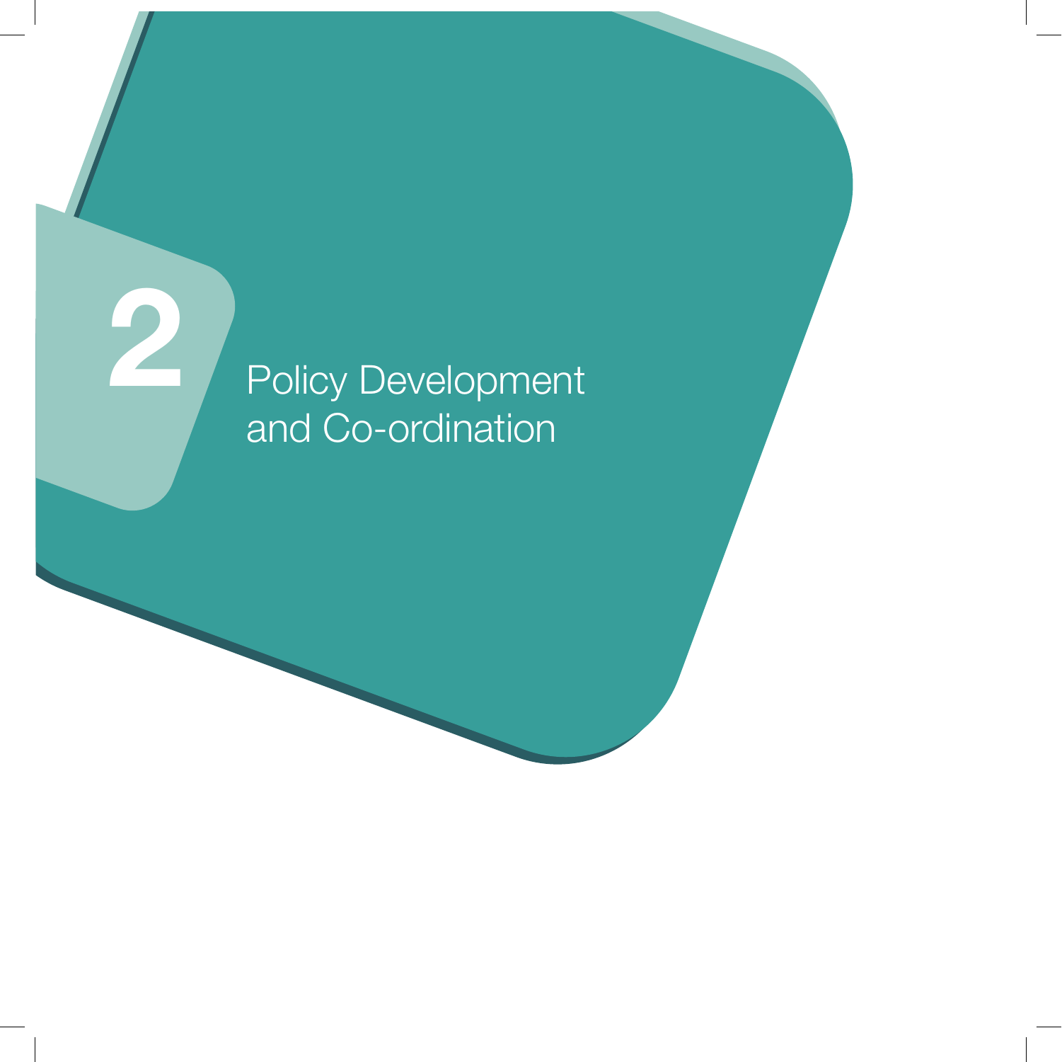# 2 Policy Development and Co-ordination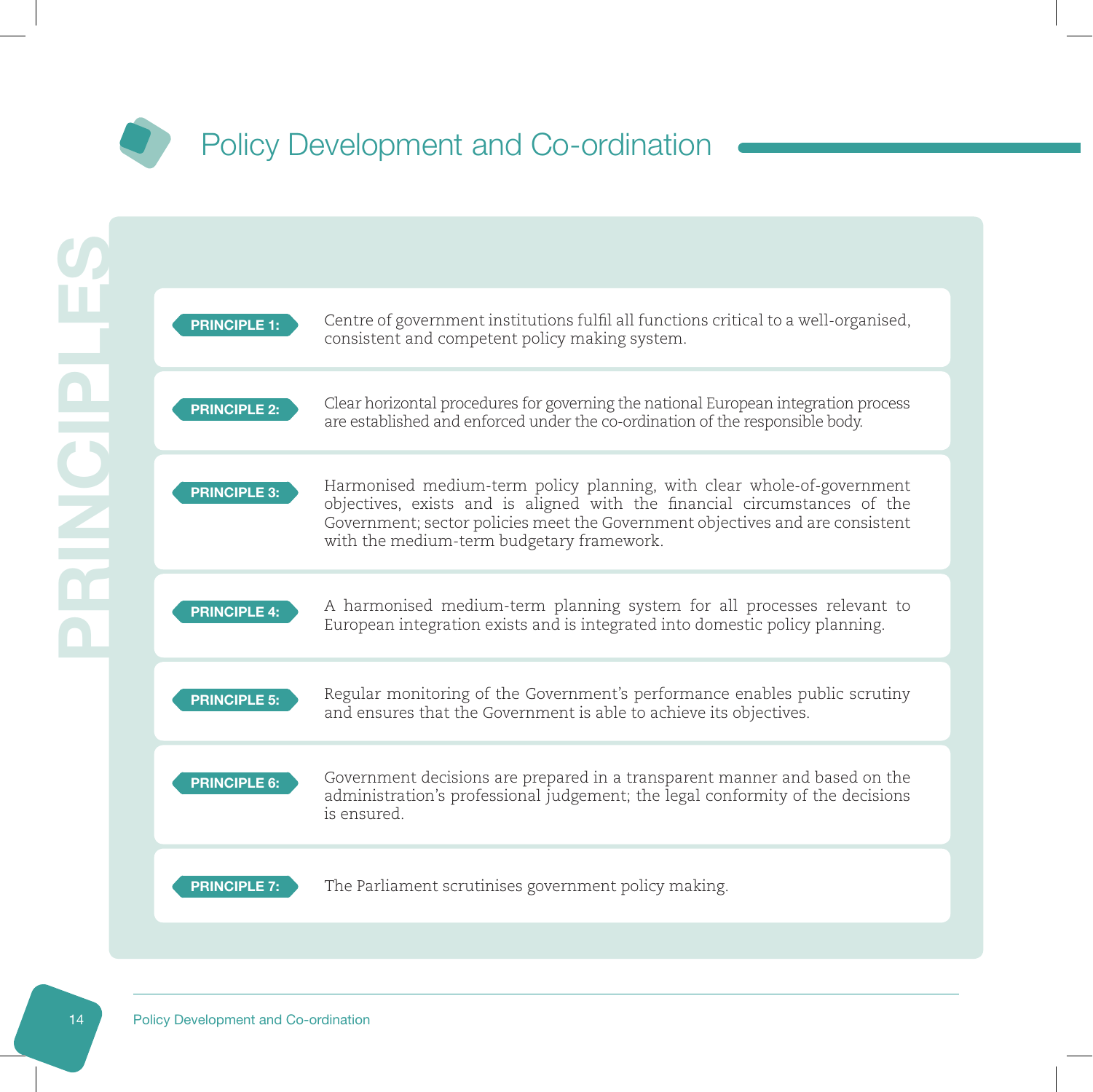# Policy Development and Co-ordination

## PRINCIPLES

**PRINCIPLE 1:** Centre of government institutions fulfil all functions critical to a well-organised, consistent and competent policy making system.

**PRINCIPLE 2:** Clear horizontal procedures for governing the national European integration process are established and enforced under the co-ordination of the responsible body.

**PRINCIPLE 3:** Harmonised medium-term policy planning, with clear whole-of-government objectives, exists and is aligned with the financial circumstances of the Government; sector policies meet the Government objectives and are consistent with the medium-term budgetary framework.

**PRINCIPLE 4:** A harmonised medium-term planning system for all processes relevant to European integration exists and is integrated into domestic policy planning.

**PRINCIPLE 5:** Regular monitoring of the Government's performance enables public scrutiny and ensures that the Government is able to achieve its objectives.

**PRINCIPLE 6:** Government decisions are prepared in a transparent manner and based on the administration's professional judgement; the legal conformity of the decisions is ensured.

**PRINCIPLE 7:** The Parliament scrutinises government policy making.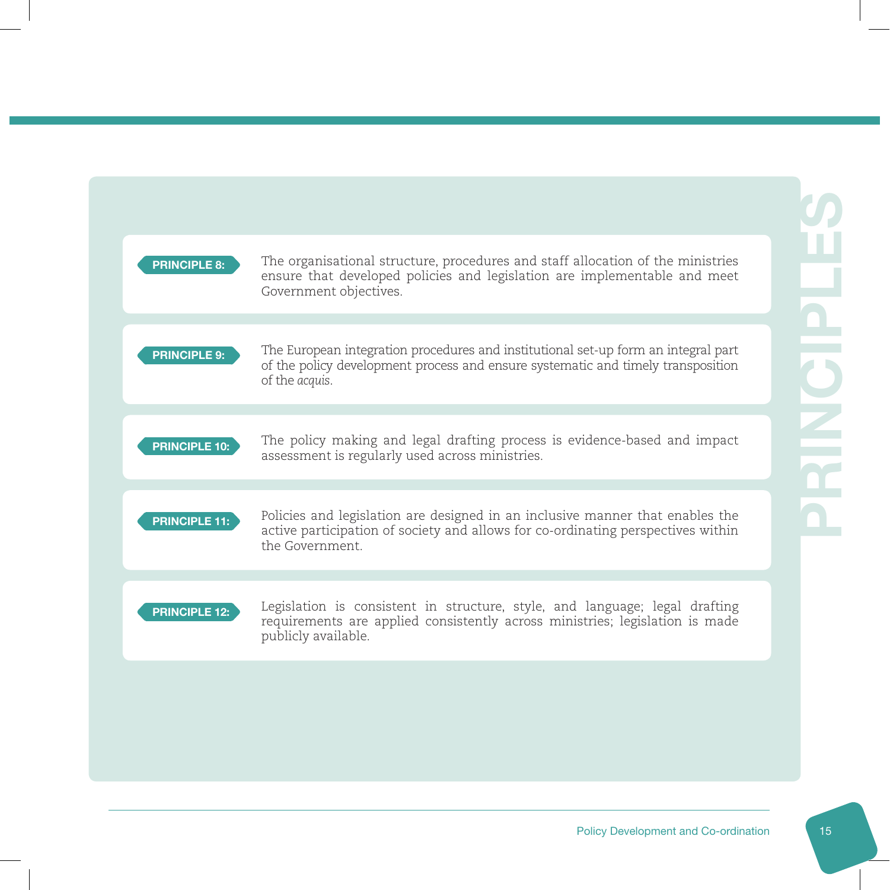# PRINCIPLES

**PRINCIPLE 8:** The organisational structure, procedures and staff allocation of the ministries ensure that developed policies and legislation are implementable and meet Government objectives.

**PRINCIPLE 9:** The European integration procedures and institutional set-up form an integral part of the policy development process and ensure systematic and timely transposition of the *acquis*.

**PRINCIPLE 10:** The policy making and legal drafting process is evidence-based and impact assessment is regularly used across ministries.

**PRINCIPLE 11:** Policies and legislation are designed in an inclusive manner that enables the active participation of society and allows for co-ordinating perspectives within the Government.

**PRINCIPLE 12:** Legislation is consistent in structure, style, and language; legal drafting requirements are applied consistently across ministries; legislation is made publicly available.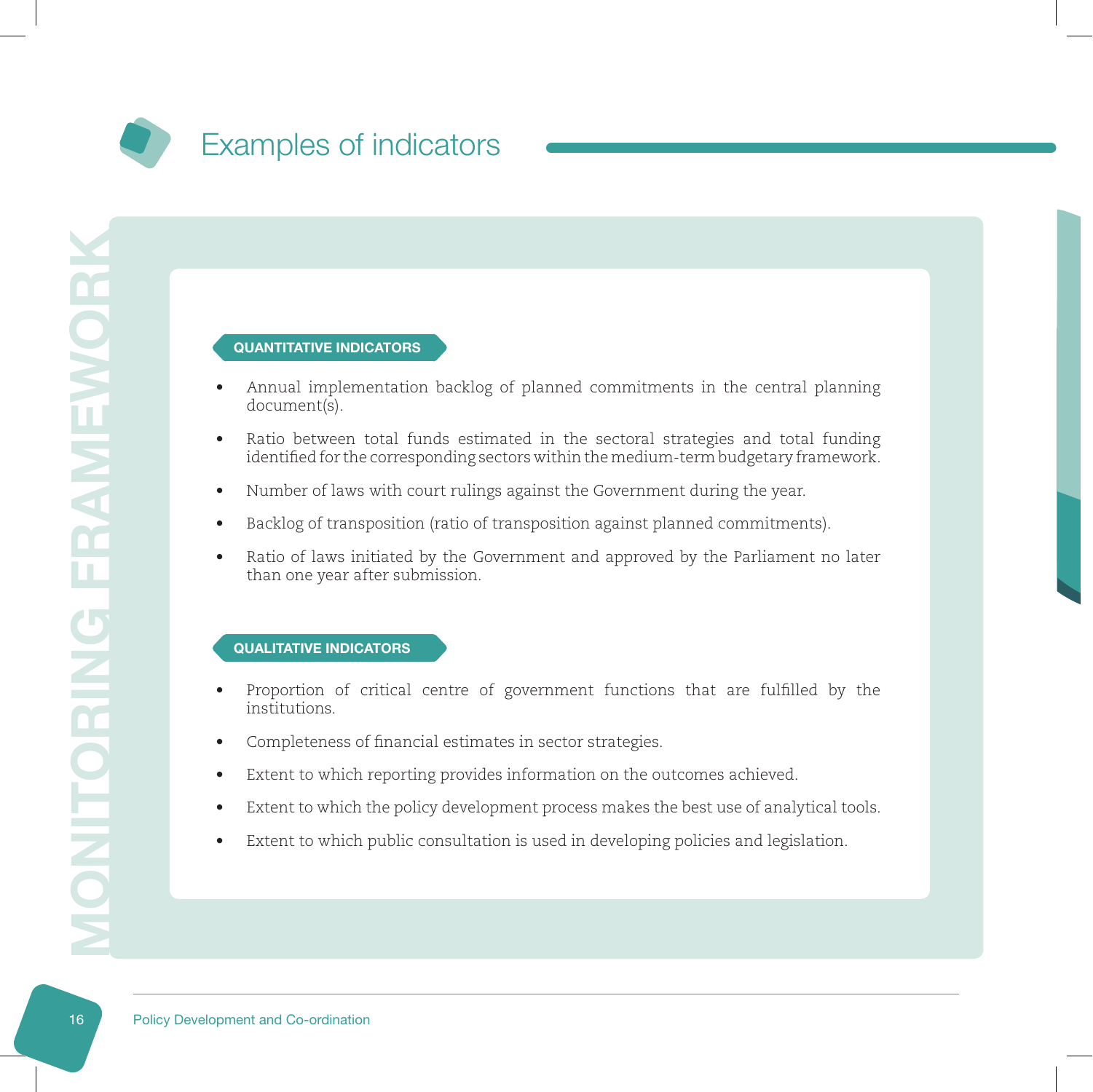# Examples of indicators

**QUANTITATIVE INDICATORS**

- Annual implementation backlog of planned commitments in the central planning document(s).
- Ratio between total funds estimated in the sectoral strategies and total funding identified for the corresponding sectors within the medium-term budgetary framework.
- Number of laws with court rulings against the Government during the year.
- Backlog of transposition (ratio of transposition against planned commitments).
- Ratio of laws initiated by the Government and approved by the Parliament no later than one year after submission.

**QUALITATIVE INDICATORS**

- Proportion of critical centre of government functions that are fulfilled by the institutions.
- Completeness of financial estimates in sector strategies.
- Extent to which reporting provides information on the outcomes achieved.
- Extent to which the policy development process makes the best use of analytical tools.
- Extent to which public consultation is used in developing policies and legislation.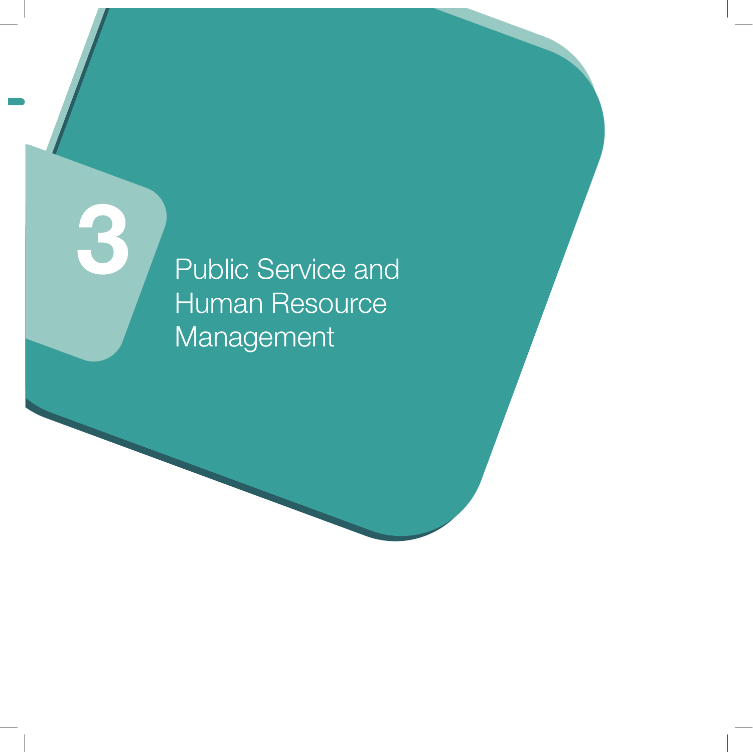# 3 Public Service and Human Resource Management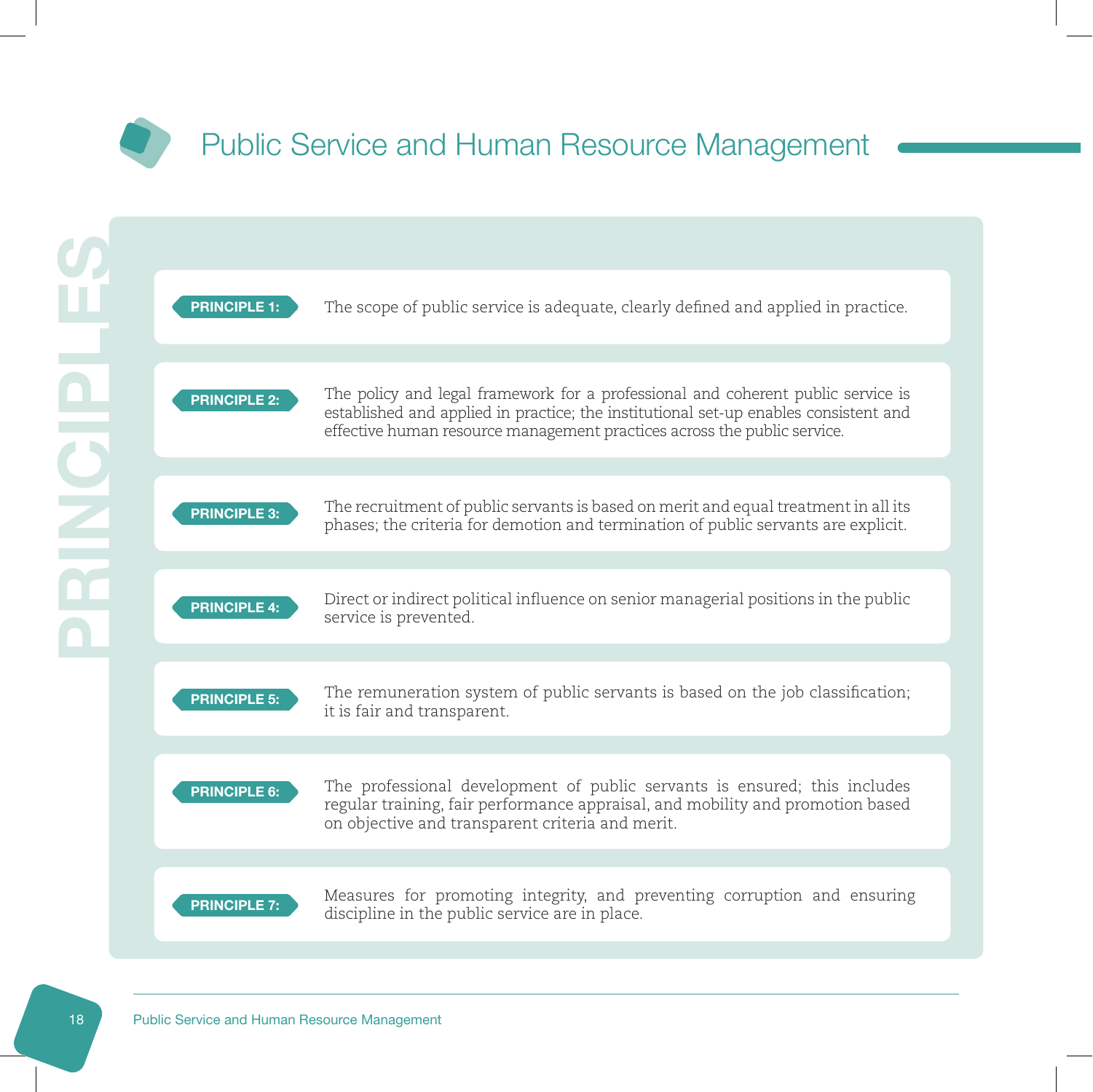# Public Service and Human Resource Management

## PRINCIPLES

**PRINCIPLE 1:** The scope of public service is adequate, clearly defined and applied in practice.

**PRINCIPLE 2:** The policy and legal framework for a professional and coherent public service is established and applied in practice; the institutional set-up enables consistent and effective human resource management practices across the public service.

**PRINCIPLE 3:** The recruitment of public servants is based on merit and equal treatment in all its phases; the criteria for demotion and termination of public servants are explicit.

**PRINCIPLE 4:** Direct or indirect political influence on senior managerial positions in the public service is prevented.

**PRINCIPLE 5:** The remuneration system of public servants is based on the job classification; it is fair and transparent.

**PRINCIPLE 6:** The professional development of public servants is ensured; this includes regular training, fair performance appraisal, and mobility and promotion based on objective and transparent criteria and merit.

**PRINCIPLE 7:** Measures for promoting integrity, and preventing corruption and ensuring discipline in the public service are in place.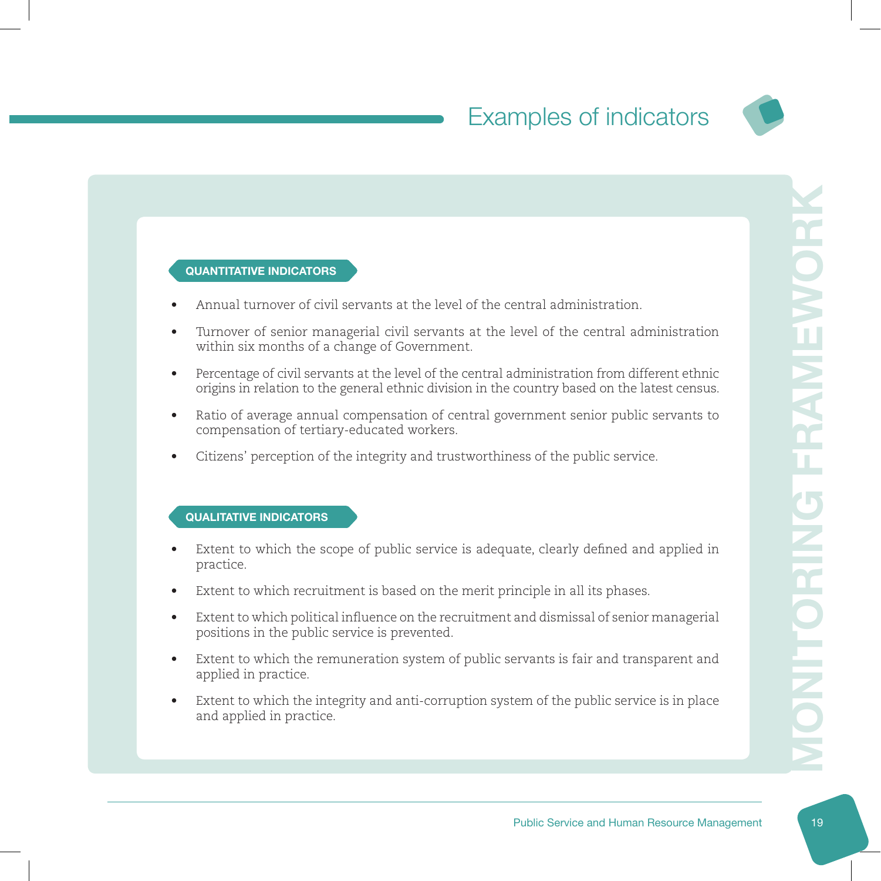## Examples of indicators

**QUANTITATIVE INDICATORS**

- Annual turnover of civil servants at the level of the central administration.
- Turnover of senior managerial civil servants at the level of the central administration within six months of a change of Government.
- Percentage of civil servants at the level of the central administration from different ethnic origins in relation to the general ethnic division in the country based on the latest census.
- Ratio of average annual compensation of central government senior public servants to compensation of tertiary-educated workers.
- Citizens' perception of the integrity and trustworthiness of the public service.

**QUALITATIVE INDICATORS**

- Extent to which the scope of public service is adequate, clearly defined and applied in practice.
- Extent to which recruitment is based on the merit principle in all its phases.
- Extent to which political influence on the recruitment and dismissal of senior managerial positions in the public service is prevented.
- Extent to which the remuneration system of public servants is fair and transparent and applied in practice.
- Extent to which the integrity and anti-corruption system of the public service is in place and applied in practice.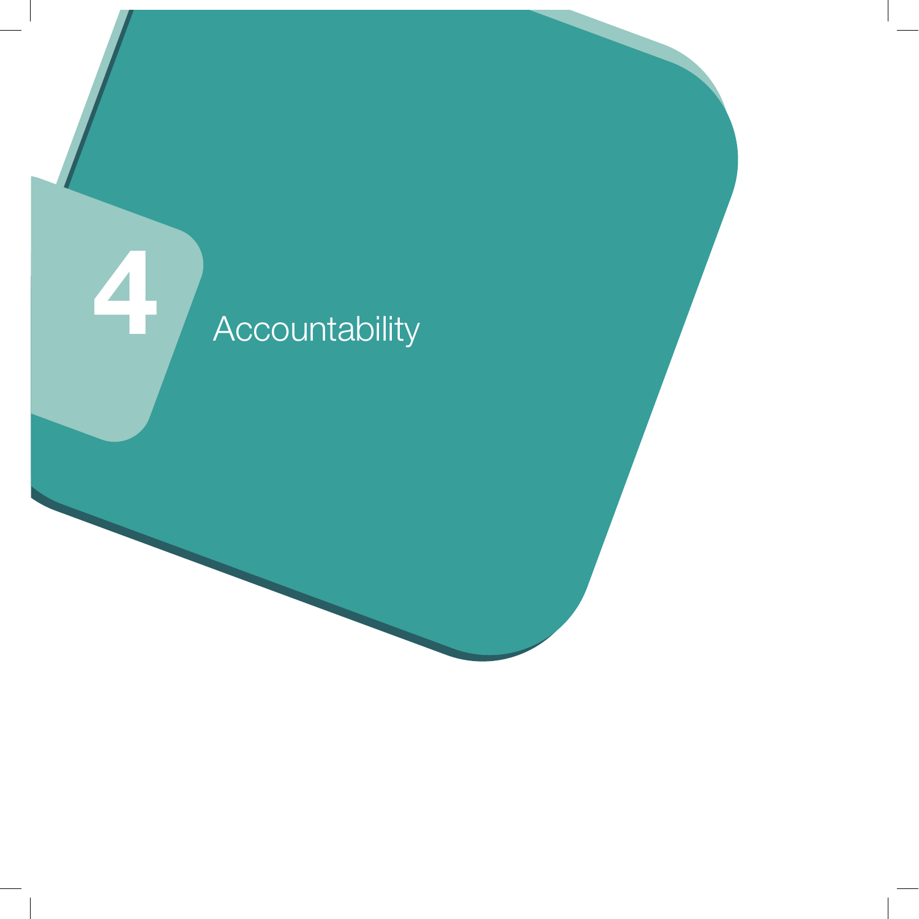# 4 Accountability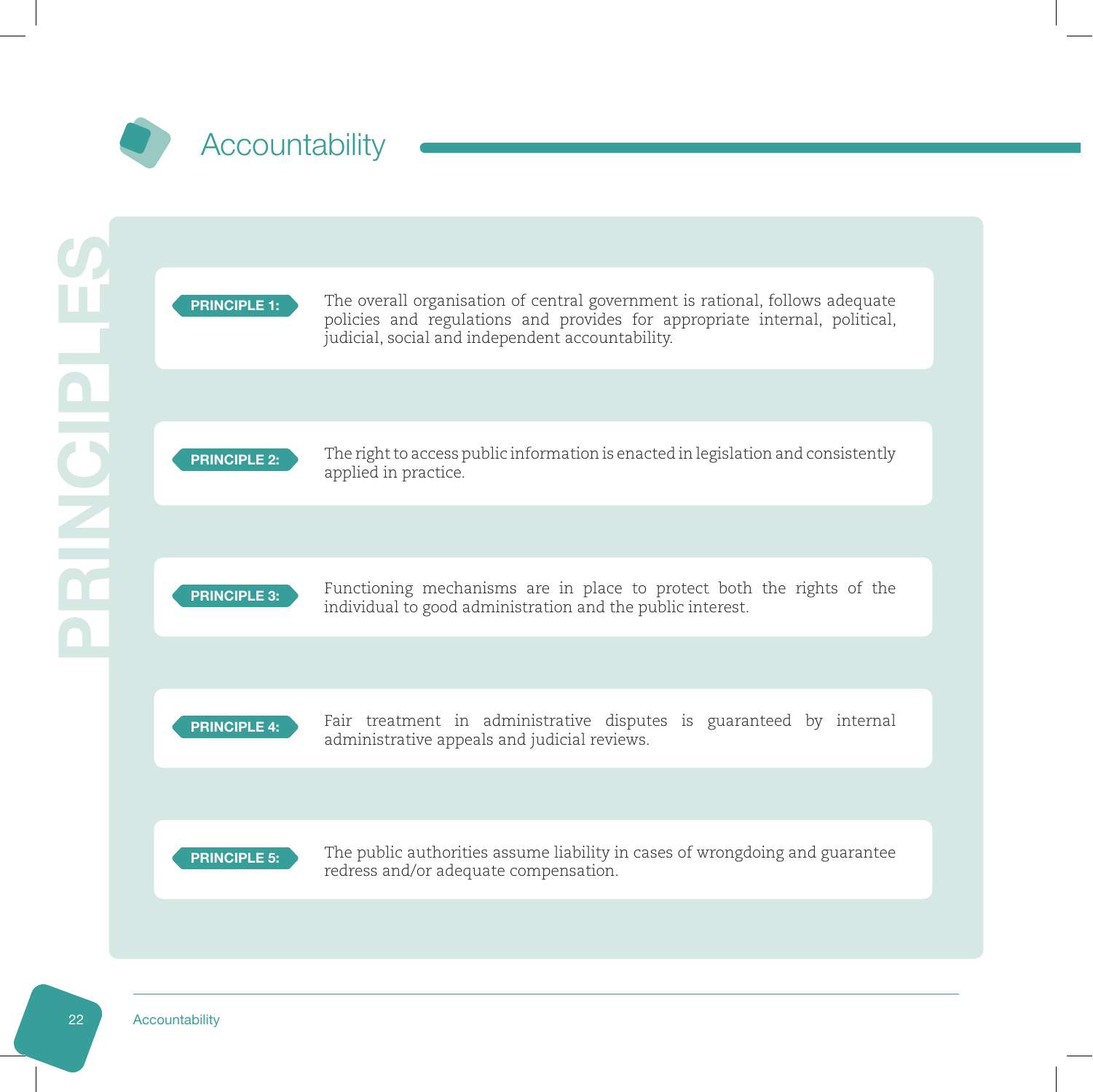# Accountability

## PRINCIPLES

**PRINCIPLE 1:** The overall organisation of central government is rational, follows adequate policies and regulations and provides for appropriate internal, political, judicial, social and independent accountability.

**PRINCIPLE 2:** The right to access public information is enacted in legislation and consistently applied in practice.

**PRINCIPLE 3:** Functioning mechanisms are in place to protect both the rights of the individual to good administration and the public interest.

**PRINCIPLE 4:** Fair treatment in administrative disputes is guaranteed by internal administrative appeals and judicial reviews.

**PRINCIPLE 5:** The public authorities assume liability in cases of wrongdoing and guarantee redress and/or adequate compensation.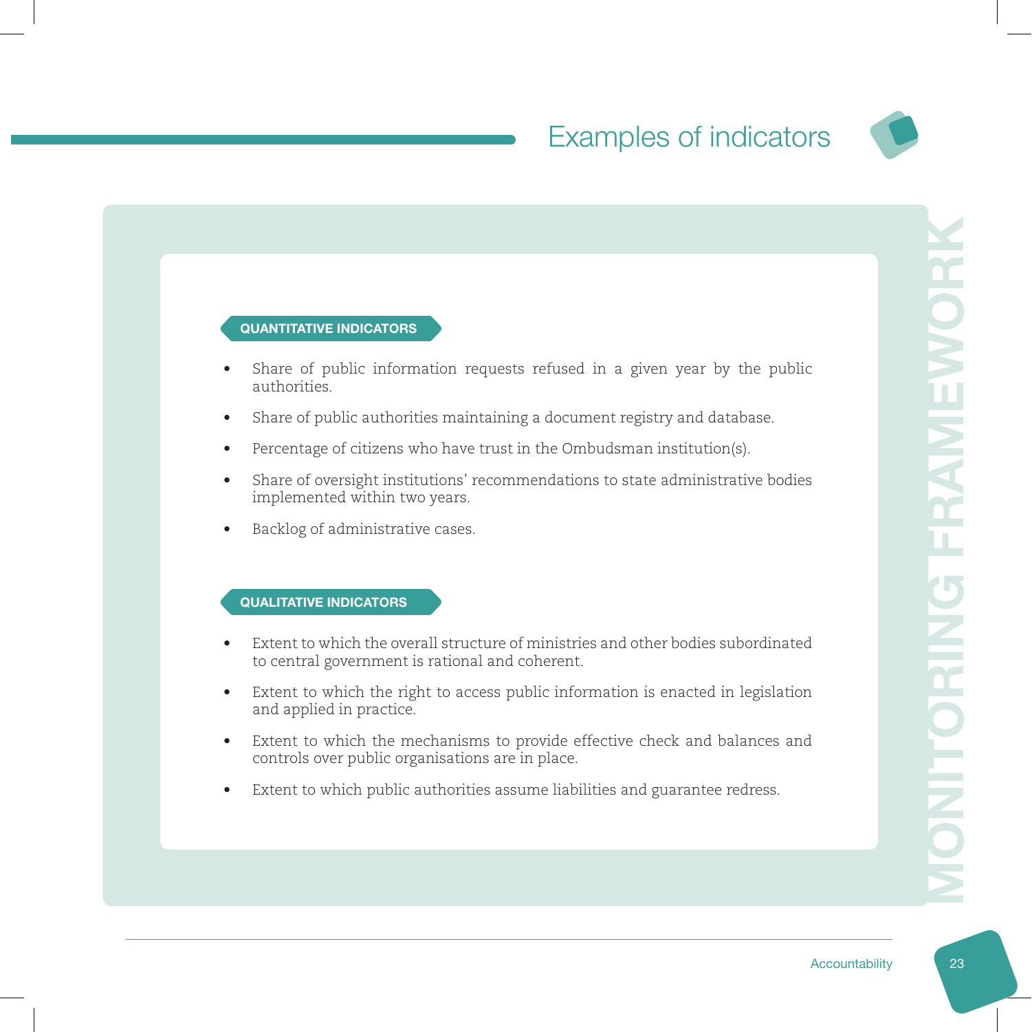# Examples of indicators

## QUANTITATIVE INDICATORS

- Share of public information requests refused in a given year by the public authorities.
- Share of public authorities maintaining a document registry and database.
- Percentage of citizens who have trust in the Ombudsman institution(s).
- Share of oversight institutions' recommendations to state administrative bodies implemented within two years.
- Backlog of administrative cases.

## QUALITATIVE INDICATORS

- Extent to which the overall structure of ministries and other bodies subordinated to central government is rational and coherent.
- Extent to which the right to access public information is enacted in legislation and applied in practice.
- Extent to which the mechanisms to provide effective check and balances and controls over public organisations are in place.
- Extent to which public authorities assume liabilities and guarantee redress.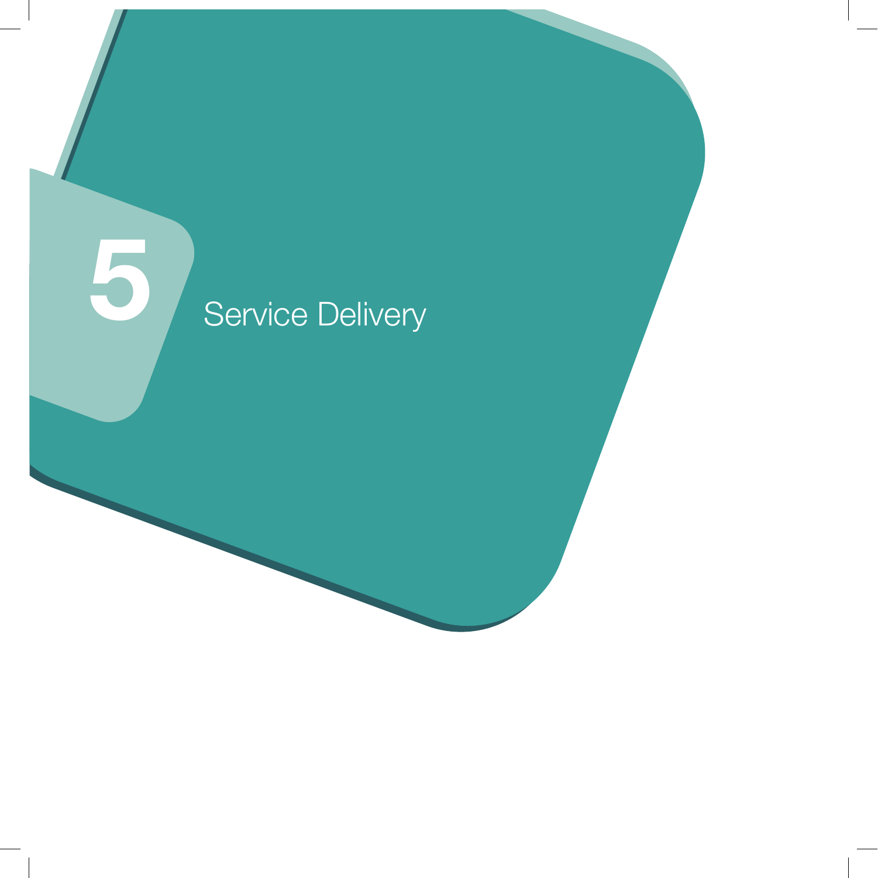# 5 Service Delivery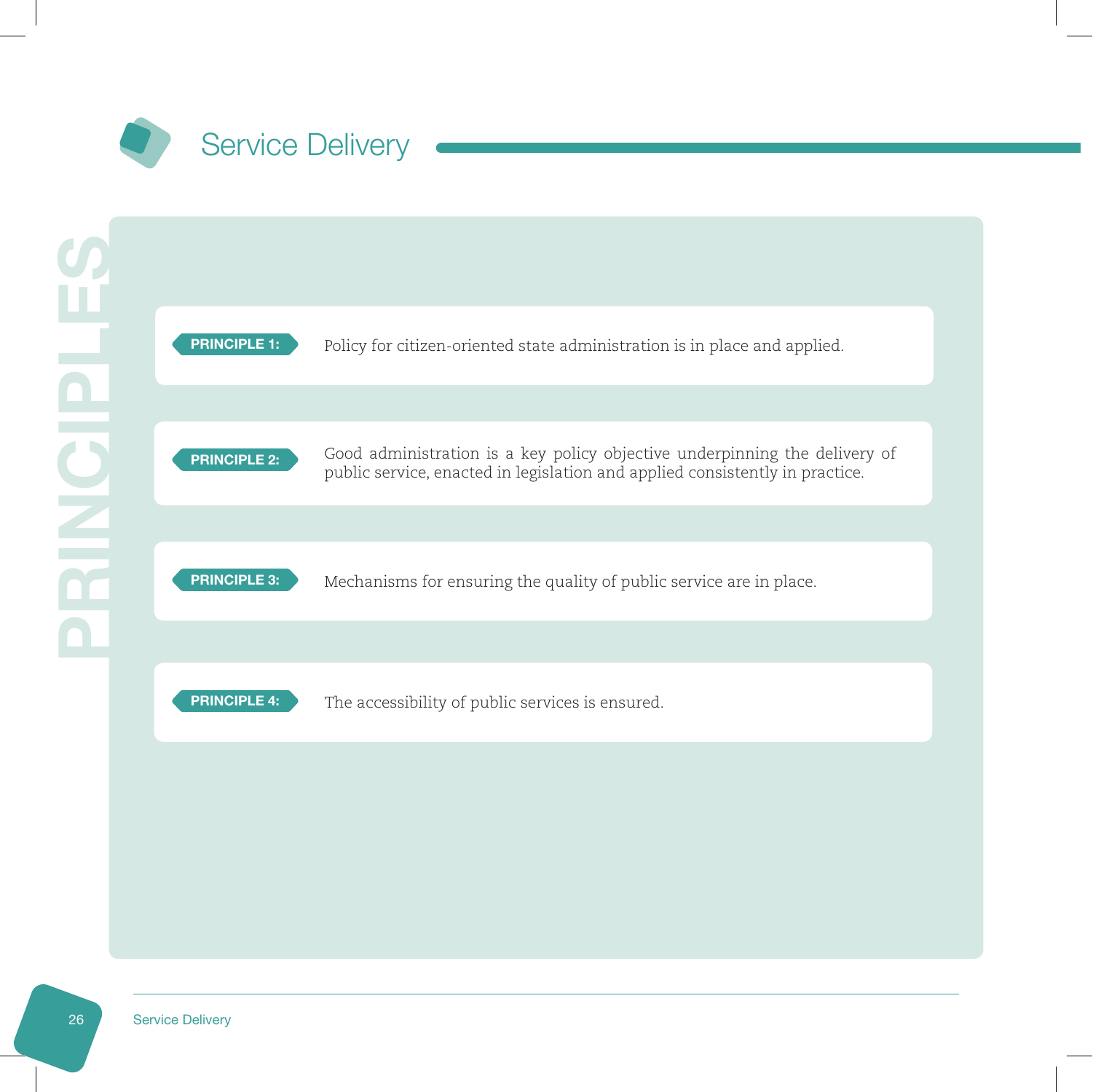# Service Delivery

## PRINCIPLES

**PRINCIPLE 1:** Policy for citizen-oriented state administration is in place and applied.

**PRINCIPLE 2:** Good administration is a key policy objective underpinning the delivery of public service, enacted in legislation and applied consistently in practice.

**PRINCIPLE 3:** Mechanisms for ensuring the quality of public service are in place.

**PRINCIPLE 4:** The accessibility of public services is ensured.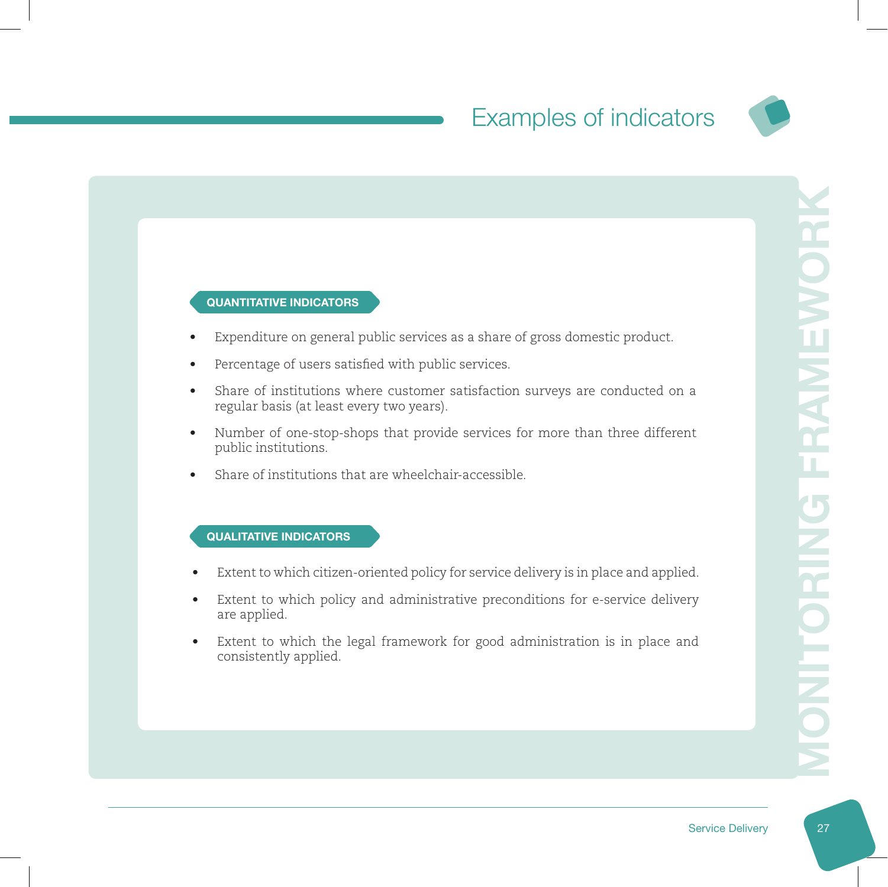# Examples of indicators

MONITORING FRAMEWORK

**QUANTITATIVE INDICATORS**

- Expenditure on general public services as a share of gross domestic product.
- Percentage of users satisfied with public services.
- Share of institutions where customer satisfaction surveys are conducted on a regular basis (at least every two years).
- Number of one-stop-shops that provide services for more than three different public institutions.
- Share of institutions that are wheelchair-accessible.

**QUALITATIVE INDICATORS**

- Extent to which citizen-oriented policy for service delivery is in place and applied.
- Extent to which policy and administrative preconditions for e-service delivery are applied.
- Extent to which the legal framework for good administration is in place and consistently applied.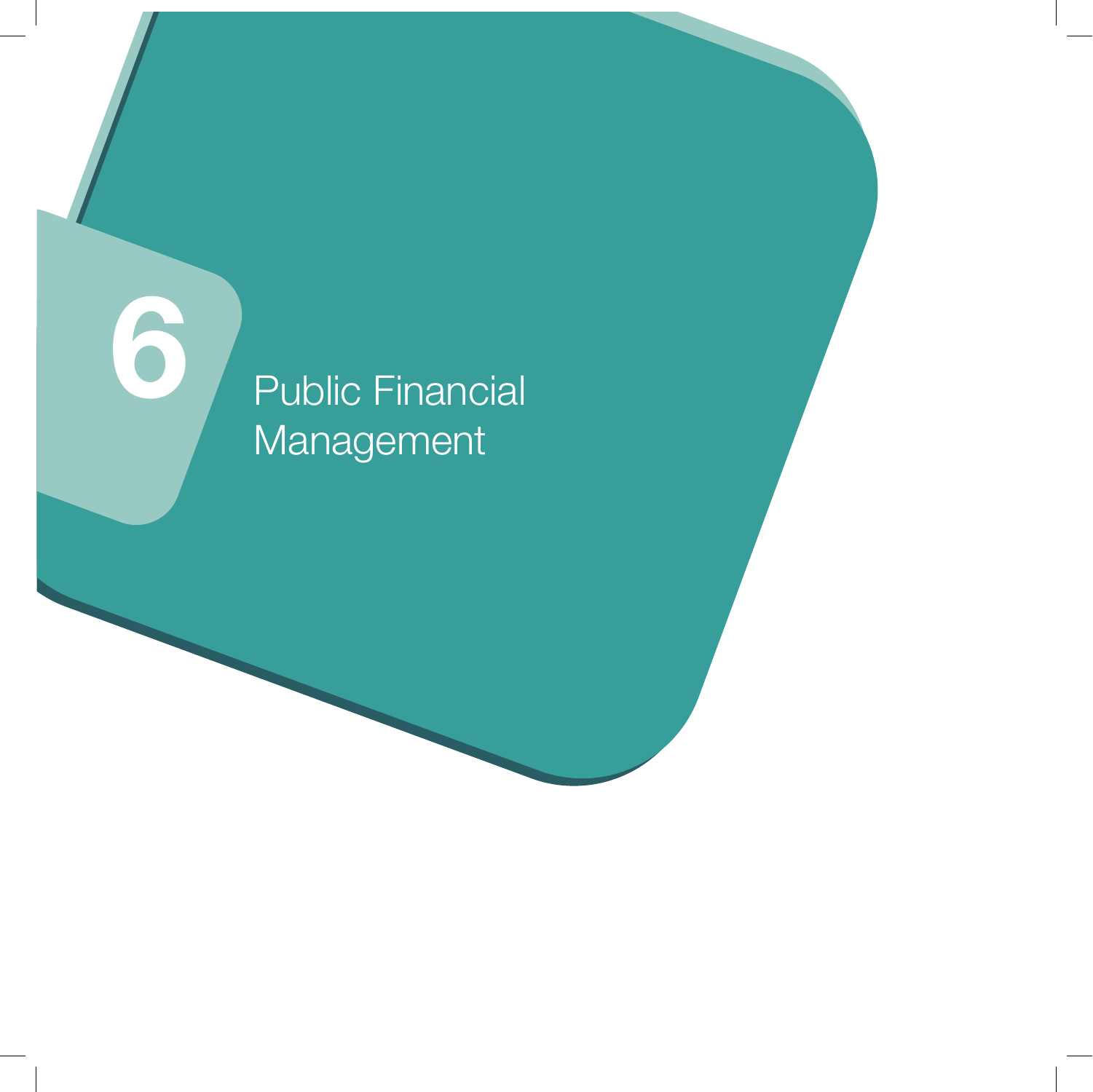# 6 Public Financial Management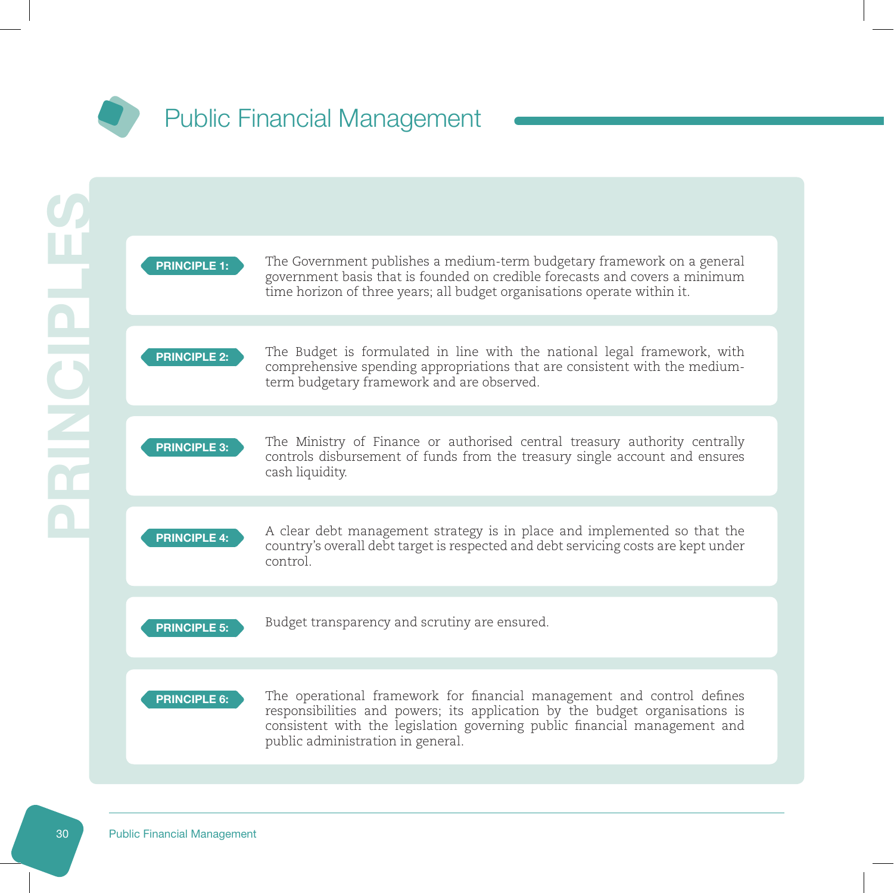# Public Financial Management

## PRINCIPLES

**PRINCIPLE 1:** The Government publishes a medium-term budgetary framework on a general government basis that is founded on credible forecasts and covers a minimum time horizon of three years; all budget organisations operate within it.

**PRINCIPLE 2:** The Budget is formulated in line with the national legal framework, with comprehensive spending appropriations that are consistent with the medium-term budgetary framework and are observed.

**PRINCIPLE 3:** The Ministry of Finance or authorised central treasury authority centrally controls disbursement of funds from the treasury single account and ensures cash liquidity.

**PRINCIPLE 4:** A clear debt management strategy is in place and implemented so that the country's overall debt target is respected and debt servicing costs are kept under control.

**PRINCIPLE 5:** Budget transparency and scrutiny are ensured.

**PRINCIPLE 6:** The operational framework for financial management and control defines responsibilities and powers; its application by the budget organisations is consistent with the legislation governing public financial management and public administration in general.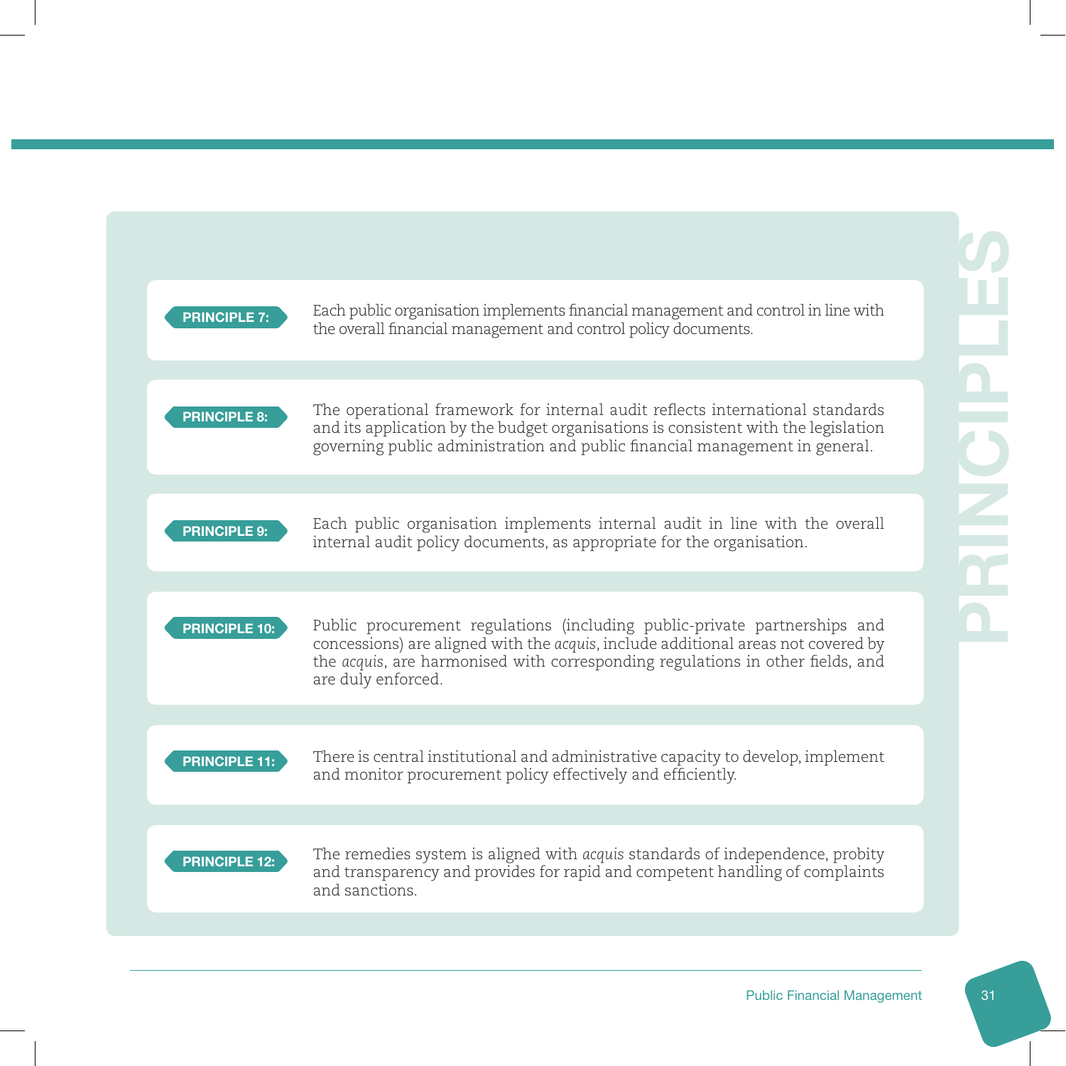## PRINCIPLES

**PRINCIPLE 7:** Each public organisation implements financial management and control in line with the overall financial management and control policy documents.

**PRINCIPLE 8:** The operational framework for internal audit reflects international standards and its application by the budget organisations is consistent with the legislation governing public administration and public financial management in general.

**PRINCIPLE 9:** Each public organisation implements internal audit in line with the overall internal audit policy documents, as appropriate for the organisation.

**PRINCIPLE 10:** Public procurement regulations (including public-private partnerships and concessions) are aligned with the *acquis*, include additional areas not covered by the *acquis*, are harmonised with corresponding regulations in other fields, and are duly enforced.

**PRINCIPLE 11:** There is central institutional and administrative capacity to develop, implement and monitor procurement policy effectively and efficiently.

**PRINCIPLE 12:** The remedies system is aligned with *acquis* standards of independence, probity and transparency and provides for rapid and competent handling of complaints and sanctions.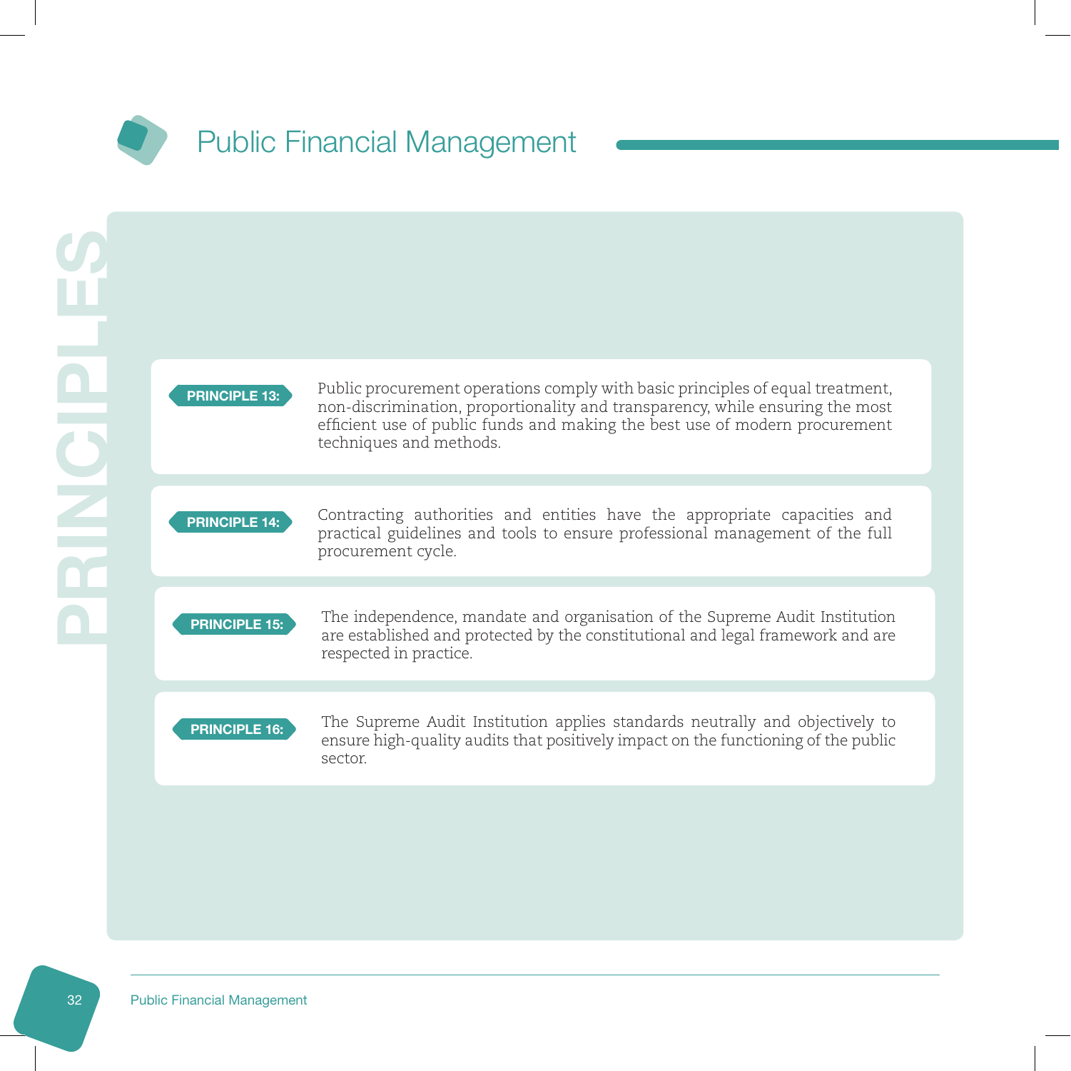# Public Financial Management

PRINCIPLES

**PRINCIPLE 13:** Public procurement operations comply with basic principles of equal treatment, non-discrimination, proportionality and transparency, while ensuring the most efficient use of public funds and making the best use of modern procurement techniques and methods.

**PRINCIPLE 14:** Contracting authorities and entities have the appropriate capacities and practical guidelines and tools to ensure professional management of the full procurement cycle.

**PRINCIPLE 15:** The independence, mandate and organisation of the Supreme Audit Institution are established and protected by the constitutional and legal framework and are respected in practice.

**PRINCIPLE 16:** The Supreme Audit Institution applies standards neutrally and objectively to ensure high-quality audits that positively impact on the functioning of the public sector.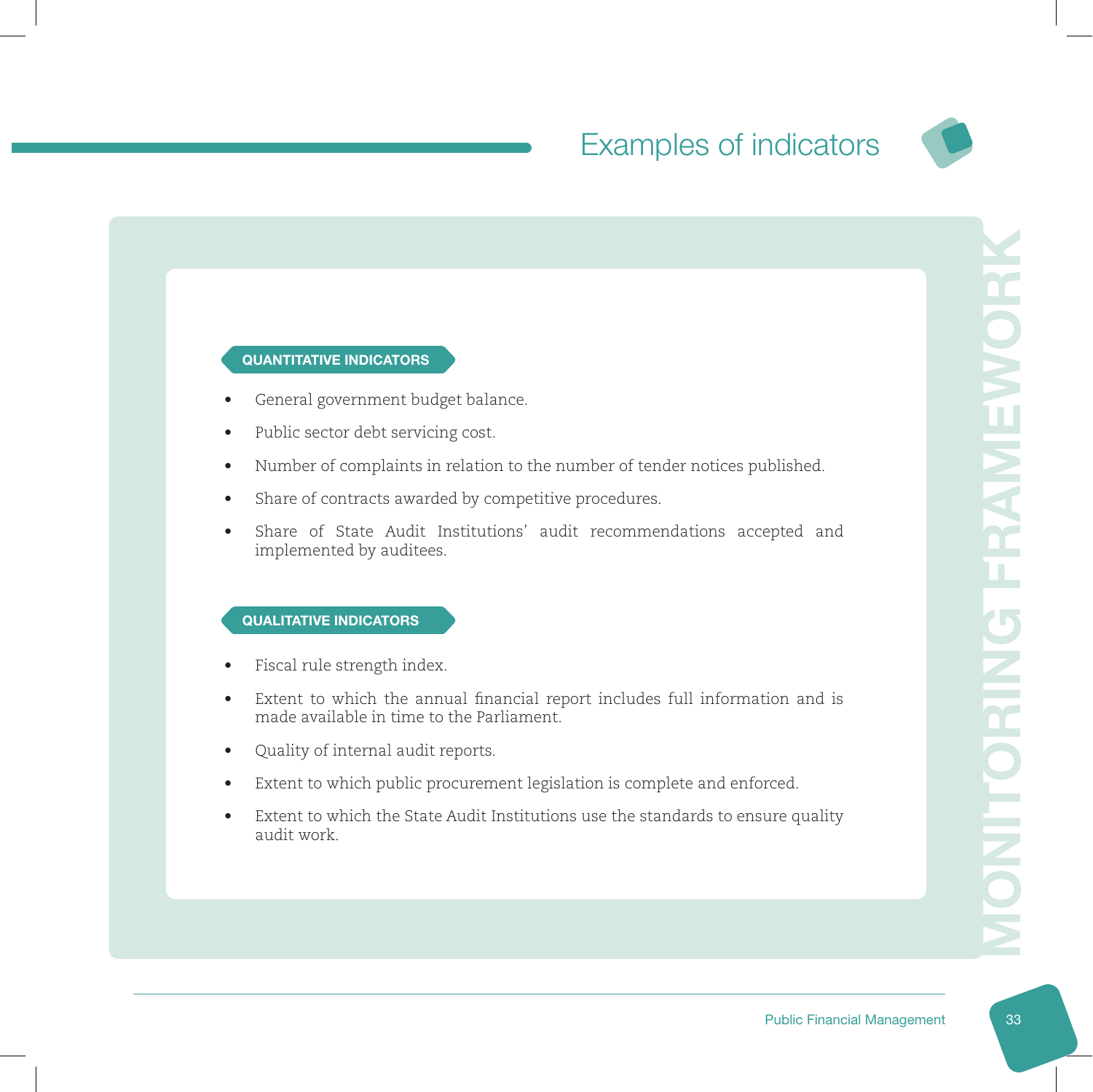# Examples of indicators

**QUANTITATIVE INDICATORS**

- General government budget balance.
- Public sector debt servicing cost.
- Number of complaints in relation to the number of tender notices published.
- Share of contracts awarded by competitive procedures.
- Share of State Audit Institutions' audit recommendations accepted and implemented by auditees.

**QUALITATIVE INDICATORS**

- Fiscal rule strength index.
- Extent to which the annual financial report includes full information and is made available in time to the Parliament.
- Quality of internal audit reports.
- Extent to which public procurement legislation is complete and enforced.
- Extent to which the State Audit Institutions use the standards to ensure quality audit work.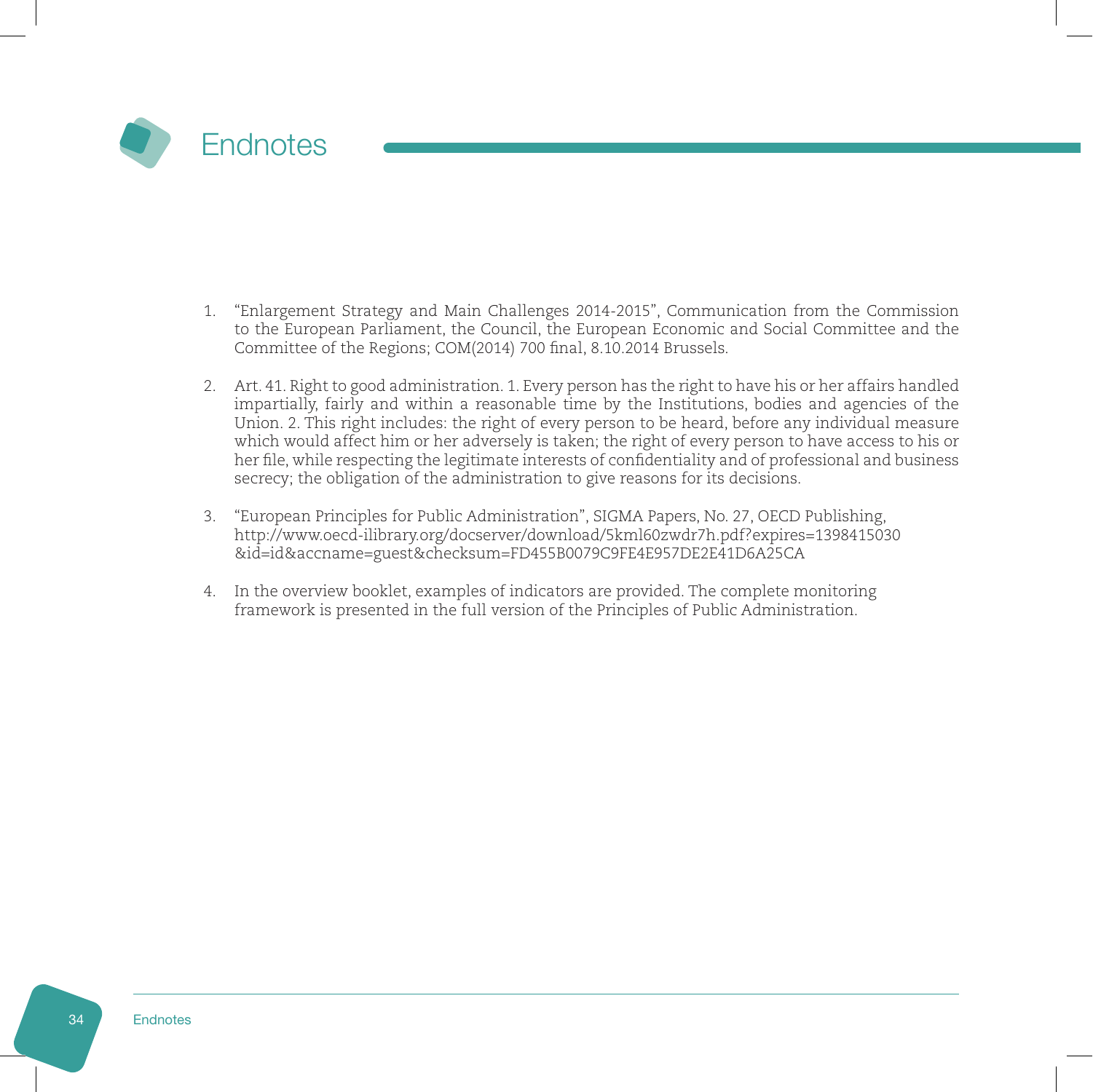# Endnotes

1. "Enlargement Strategy and Main Challenges 2014-2015", Communication from the Commission to the European Parliament, the Council, the European Economic and Social Committee and the Committee of the Regions; COM(2014) 700 final, 8.10.2014 Brussels.

2. Art. 41. Right to good administration. 1. Every person has the right to have his or her affairs handled impartially, fairly and within a reasonable time by the Institutions, bodies and agencies of the Union. 2. This right includes: the right of every person to be heard, before any individual measure which would affect him or her adversely is taken; the right of every person to have access to his or her file, while respecting the legitimate interests of confidentiality and of professional and business secrecy; the obligation of the administration to give reasons for its decisions.

3. "European Principles for Public Administration", SIGMA Papers, No. 27, OECD Publishing, http://www.oecd-ilibrary.org/docserver/download/5kml60zwdr7h.pdf?expires=1398415030&id=id&accname=guest&checksum=FD455B0079C9FE4E957DE2E41D6A25CA

4. In the overview booklet, examples of indicators are provided. The complete monitoring framework is presented in the full version of the Principles of Public Administration.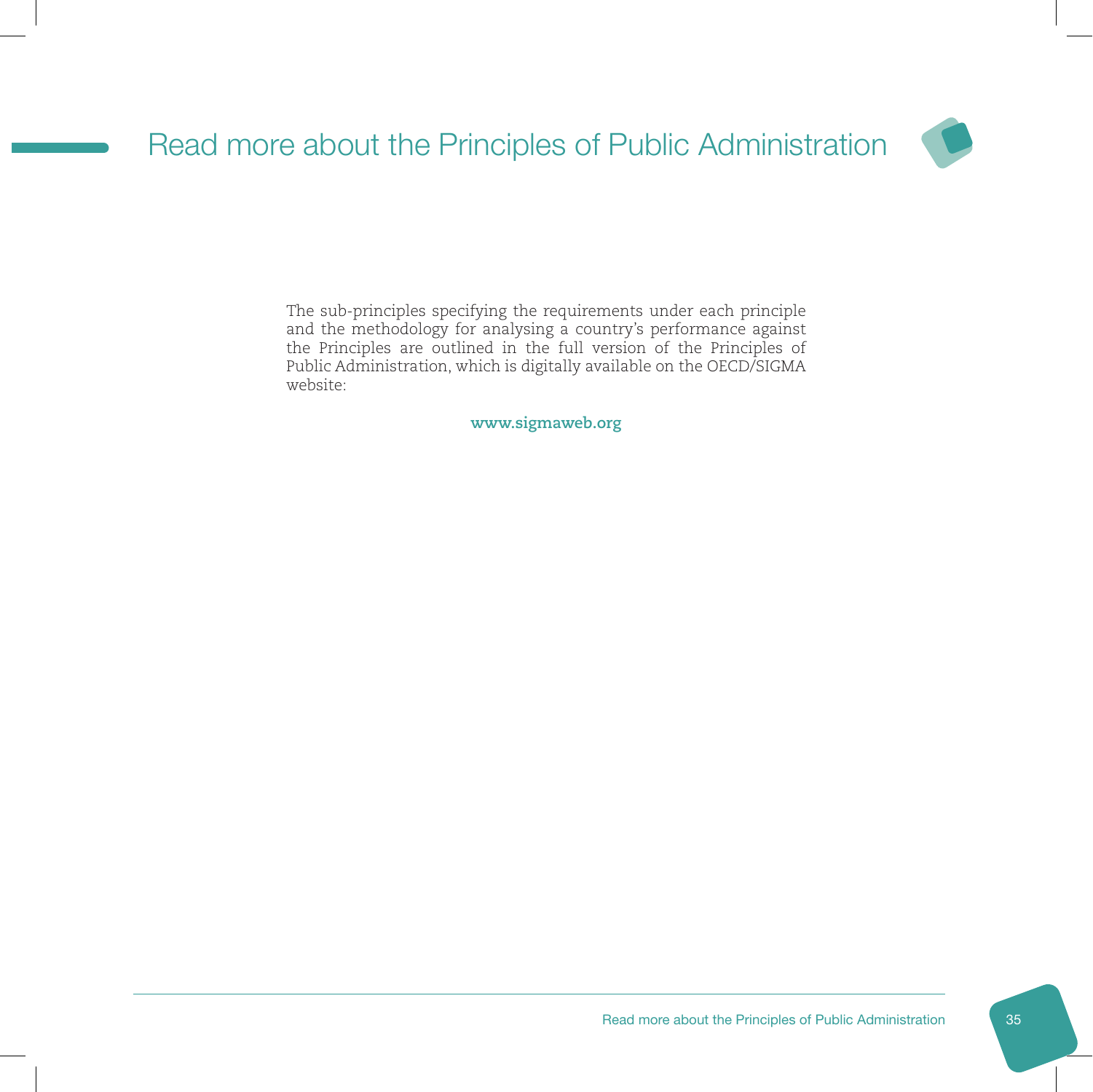# Read more about the Principles of Public Administration

The sub-principles specifying the requirements under each principle and the methodology for analysing a country's performance against the Principles are outlined in the full version of the Principles of Public Administration, which is digitally available on the OECD/SIGMA website:

**www.sigmaweb.org**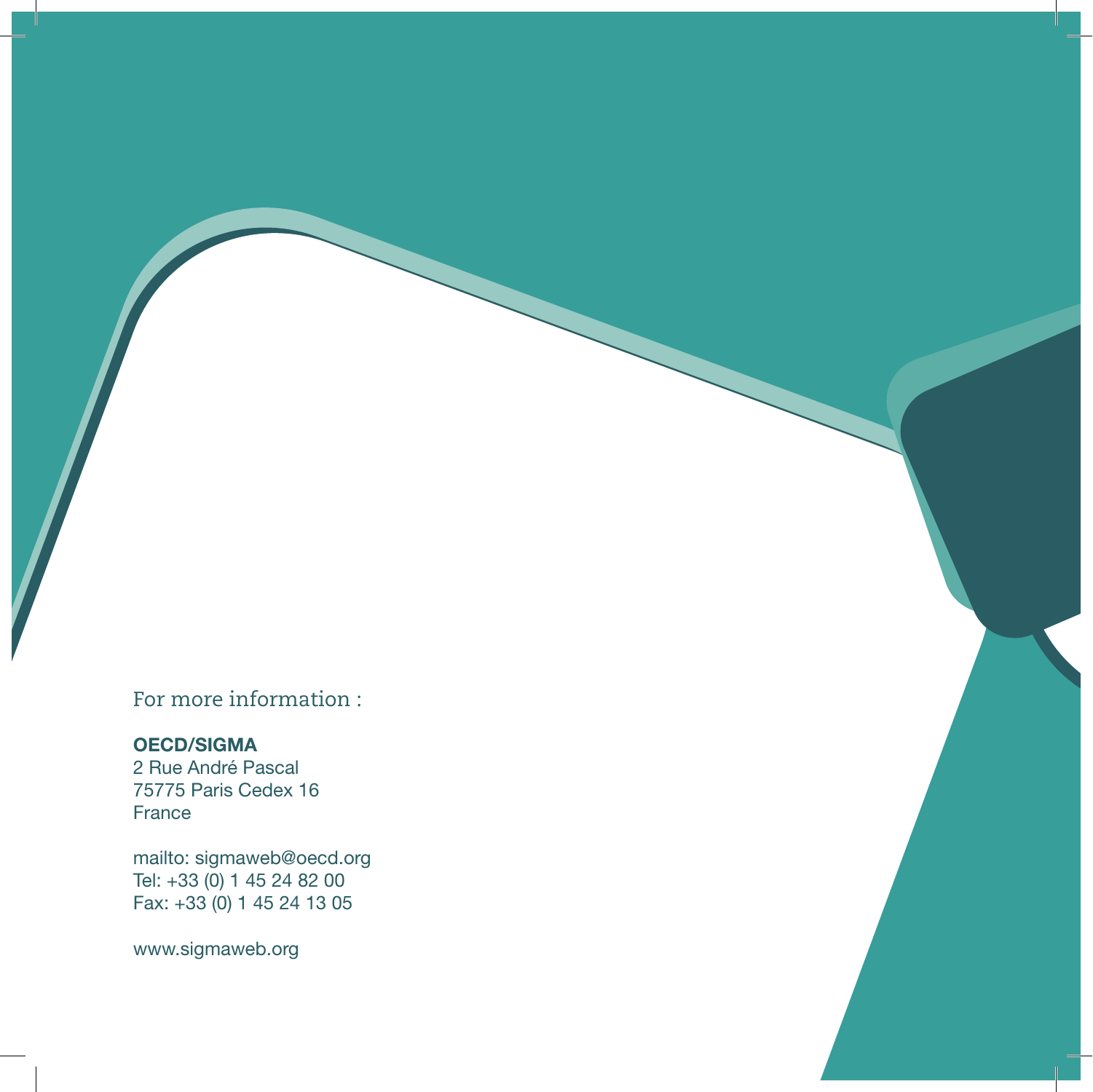For more information :

**OECD/SIGMA**
2 Rue André Pascal
75775 Paris Cedex 16
France

mailto: sigmaweb@oecd.org
Tel: +33 (0) 1 45 24 82 00
Fax: +33 (0) 1 45 24 13 05

www.sigmaweb.org